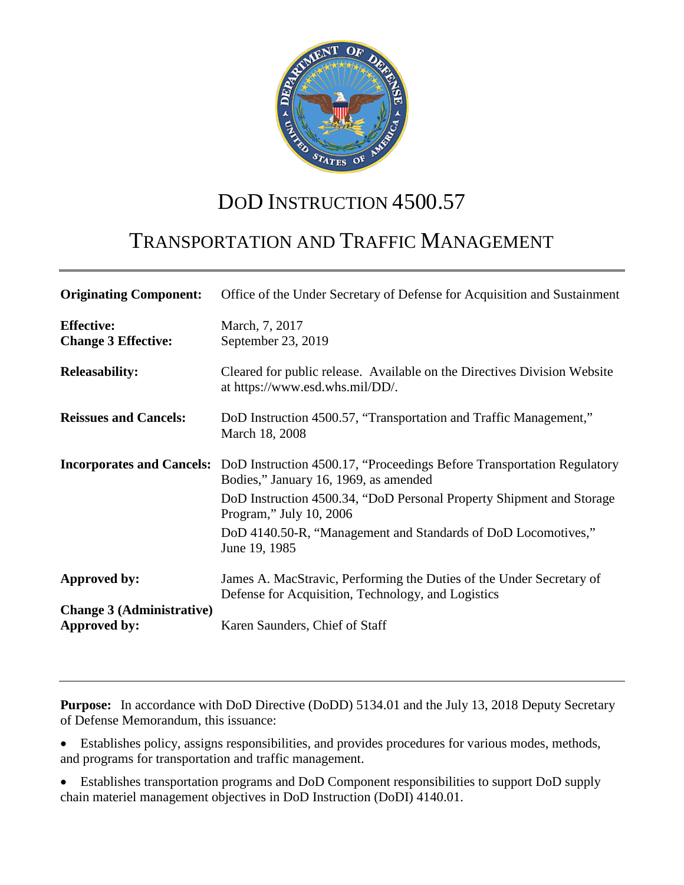# DoD INSTRUCTION 4500.57

# TRANSPORTATION AND TRAFFIC MANAGEMENT

| | |
|---|---|
| **Originating Component:** | Office of the Under Secretary of Defense for Acquisition and Sustainment |
| **Effective:** | March, 7, 2017 |
| **Change 3 Effective:** | September 23, 2019 |
| **Releasability:** | Cleared for public release. Available on the Directives Division Website at https://www.esd.whs.mil/DD/. |
| **Reissues and Cancels:** | DoD Instruction 4500.57, "Transportation and Traffic Management," March 18, 2008 |
| **Incorporates and Cancels:** | DoD Instruction 4500.17, "Proceedings Before Transportation Regulatory Bodies," January 16, 1969, as amended<br>DoD Instruction 4500.34, "DoD Personal Property Shipment and Storage Program," July 10, 2006<br>DoD 4140.50-R, "Management and Standards of DoD Locomotives," June 19, 1985 |
| **Approved by:** | James A. MacStravic, Performing the Duties of the Under Secretary of Defense for Acquisition, Technology, and Logistics |
| **Change 3 (Administrative) Approved by:** | Karen Saunders, Chief of Staff |

**Purpose:** In accordance with DoD Directive (DoDD) 5134.01 and the July 13, 2018 Deputy Secretary of Defense Memorandum, this issuance:

- Establishes policy, assigns responsibilities, and provides procedures for various modes, methods, and programs for transportation and traffic management.
- Establishes transportation programs and DoD Component responsibilities to support DoD supply chain materiel management objectives in DoD Instruction (DoDI) 4140.01.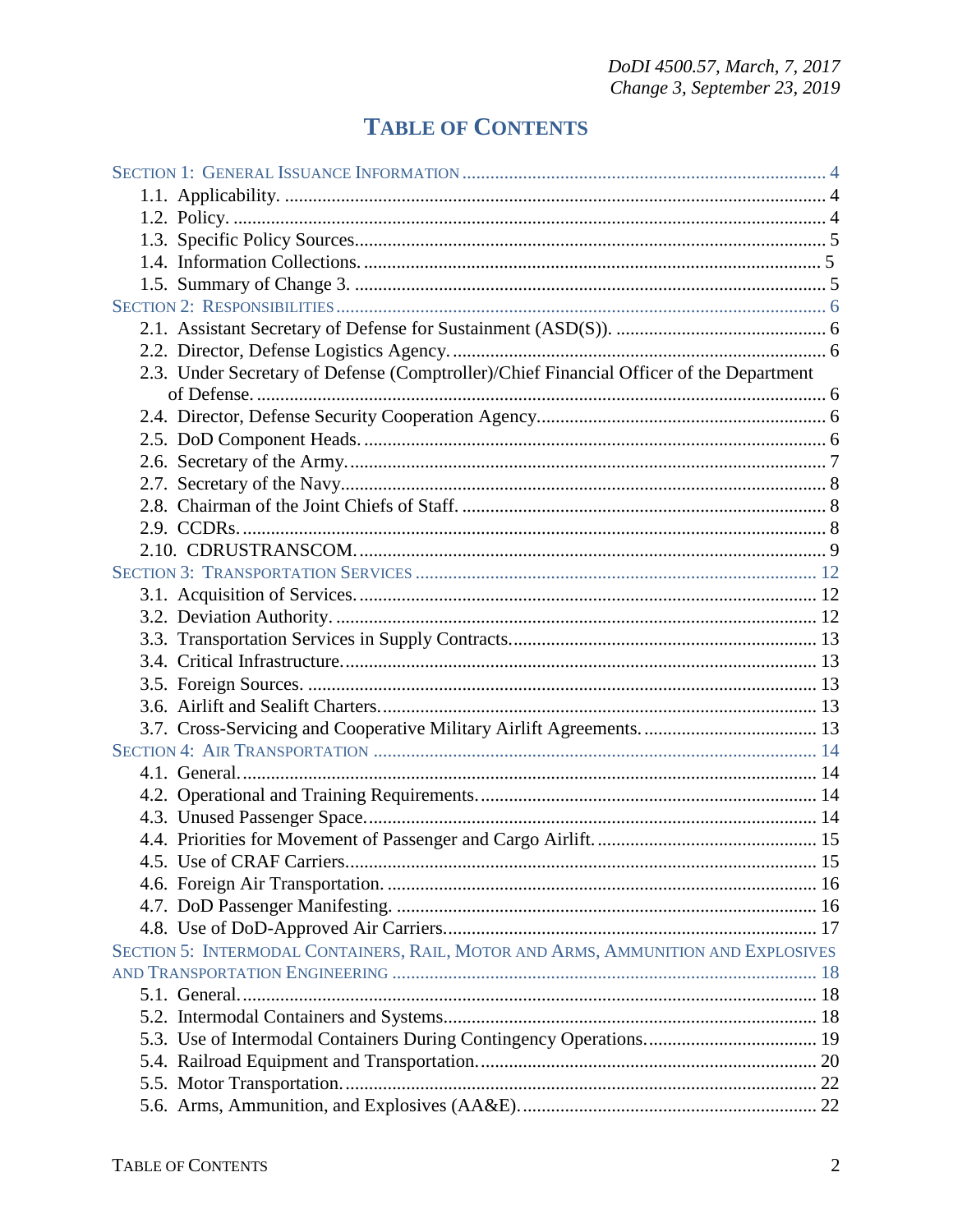# TABLE OF CONTENTS

SECTION 1: GENERAL ISSUANCE INFORMATION ............................................................................. 4
- 1.1. Applicability. ................................................................................................................... 4
- 1.2. Policy. ............................................................................................................................. 4
- 1.3. Specific Policy Sources.................................................................................................... 5
- 1.4. Information Collections. ................................................................................................. 5
- 1.5. Summary of Change 3. .................................................................................................... 5

SECTION 2: RESPONSIBILITIES ......................................................................................................... 6
- 2.1. Assistant Secretary of Defense for Sustainment (ASD(S)). ............................................ 6
- 2.2. Director, Defense Logistics Agency. ............................................................................... 6
- 2.3. Under Secretary of Defense (Comptroller)/Chief Financial Officer of the Department of Defense. ......................................................................................................................... 6
- 2.4. Director, Defense Security Cooperation Agency............................................................. 6
- 2.5. DoD Component Heads. ................................................................................................. 6
- 2.6. Secretary of the Army. ..................................................................................................... 7
- 2.7. Secretary of the Navy....................................................................................................... 8
- 2.8. Chairman of the Joint Chiefs of Staff. ............................................................................. 8
- 2.9. CCDRs. ........................................................................................................................... 8
- 2.10. CDRUSTRANSCOM. ................................................................................................... 9

SECTION 3: TRANSPORTATION SERVICES ..................................................................................... 12
- 3.1. Acquisition of Services. ................................................................................................. 12
- 3.2. Deviation Authority. ...................................................................................................... 12
- 3.3. Transportation Services in Supply Contracts. ................................................................ 13
- 3.4. Critical Infrastructure. .................................................................................................... 13
- 3.5. Foreign Sources. ............................................................................................................ 13
- 3.6. Airlift and Sealift Charters. ............................................................................................ 13
- 3.7. Cross-Servicing and Cooperative Military Airlift Agreements. ..................................... 13

SECTION 4: AIR TRANSPORTATION .............................................................................................. 14
- 4.1. General. ......................................................................................................................... 14
- 4.2. Operational and Training Requirements. ....................................................................... 14
- 4.3. Unused Passenger Space. ............................................................................................... 14
- 4.4. Priorities for Movement of Passenger and Cargo Airlift. .............................................. 15
- 4.5. Use of CRAF Carriers. ................................................................................................... 15
- 4.6. Foreign Air Transportation. ........................................................................................... 16
- 4.7. DoD Passenger Manifesting. ......................................................................................... 16
- 4.8. Use of DoD-Approved Air Carriers. .............................................................................. 17

SECTION 5: INTERMODAL CONTAINERS, RAIL, MOTOR AND ARMS, AMMUNITION AND EXPLOSIVES AND TRANSPORTATION ENGINEERING .......................................................................... 18
- 5.1. General. ......................................................................................................................... 18
- 5.2. Intermodal Containers and Systems. .............................................................................. 18
- 5.3. Use of Intermodal Containers During Contingency Operations. .................................... 19
- 5.4. Railroad Equipment and Transportation. ....................................................................... 20
- 5.5. Motor Transportation. .................................................................................................... 22
- 5.6. Arms, Ammunition, and Explosives (AA&E). .............................................................. 22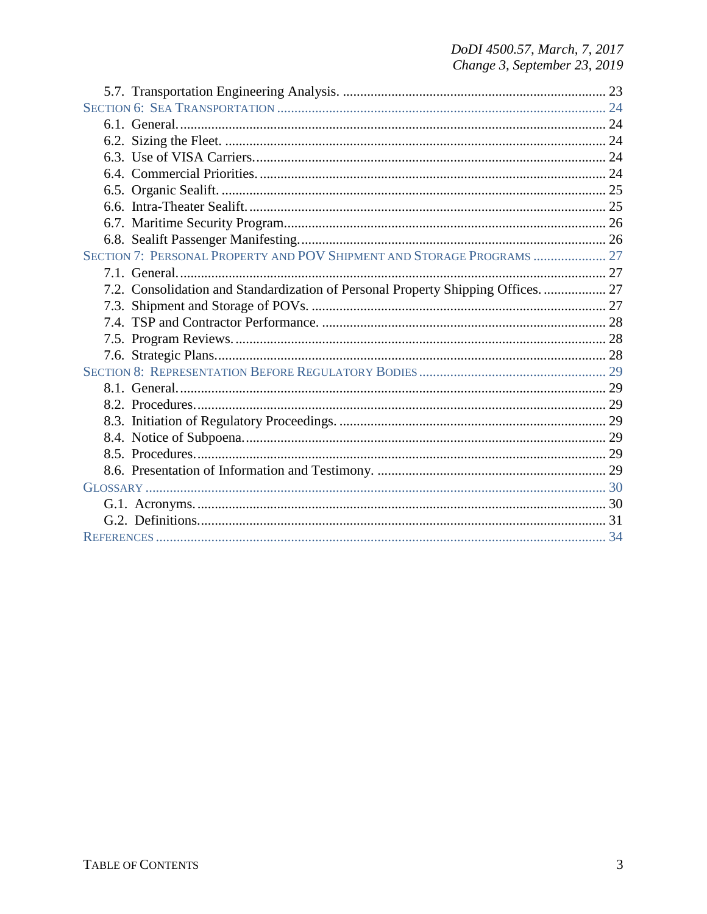5.7. Transportation Engineering Analysis. ........................................................................... 23

SECTION 6: SEA TRANSPORTATION ............................................................................................. 24

6.1. General. ........................................................................................................................... 24

6.2. Sizing the Fleet. ............................................................................................................. 24

6.3. Use of VISA Carriers. ..................................................................................................... 24

6.4. Commercial Priorities. .................................................................................................... 24

6.5. Organic Sealift. ............................................................................................................... 25

6.6. Intra-Theater Sealift. ....................................................................................................... 25

6.7. Maritime Security Program. ............................................................................................ 26

6.8. Sealift Passenger Manifesting. ........................................................................................ 26

SECTION 7: PERSONAL PROPERTY AND POV SHIPMENT AND STORAGE PROGRAMS ..................... 27

7.1. General. ........................................................................................................................... 27

7.2. Consolidation and Standardization of Personal Property Shipping Offices. .................. 27

7.3. Shipment and Storage of POVs. ..................................................................................... 27

7.4. TSP and Contractor Performance. .................................................................................. 28

7.5. Program Reviews. ........................................................................................................... 28

7.6. Strategic Plans. ................................................................................................................ 28

SECTION 8: REPRESENTATION BEFORE REGULATORY BODIES ..................................................... 29

8.1. General. ........................................................................................................................... 29

8.2. Procedures. ...................................................................................................................... 29

8.3. Initiation of Regulatory Proceedings. ............................................................................. 29

8.4. Notice of Subpoena. ........................................................................................................ 29

8.5. Procedures. ...................................................................................................................... 29

8.6. Presentation of Information and Testimony. .................................................................. 29

GLOSSARY ..................................................................................................................................... 30

G.1. Acronyms. ..................................................................................................................... 30

G.2. Definitions. .................................................................................................................... 31

REFERENCES .................................................................................................................................. 34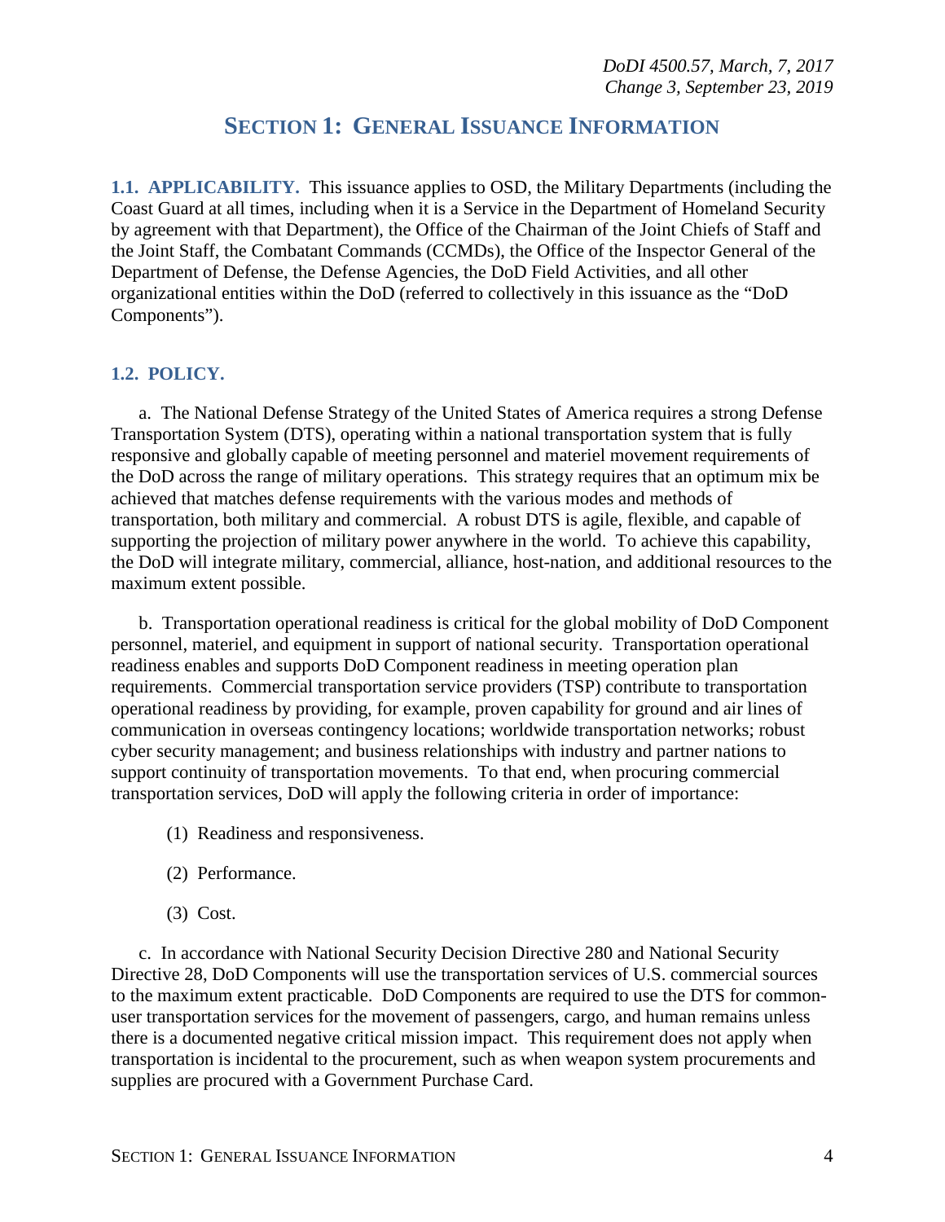# SECTION 1: GENERAL ISSUANCE INFORMATION

**1.1. APPLICABILITY.** This issuance applies to OSD, the Military Departments (including the Coast Guard at all times, including when it is a Service in the Department of Homeland Security by agreement with that Department), the Office of the Chairman of the Joint Chiefs of Staff and the Joint Staff, the Combatant Commands (CCMDs), the Office of the Inspector General of the Department of Defense, the Defense Agencies, the DoD Field Activities, and all other organizational entities within the DoD (referred to collectively in this issuance as the "DoD Components").

## 1.2. POLICY.

a. The National Defense Strategy of the United States of America requires a strong Defense Transportation System (DTS), operating within a national transportation system that is fully responsive and globally capable of meeting personnel and materiel movement requirements of the DoD across the range of military operations. This strategy requires that an optimum mix be achieved that matches defense requirements with the various modes and methods of transportation, both military and commercial. A robust DTS is agile, flexible, and capable of supporting the projection of military power anywhere in the world. To achieve this capability, the DoD will integrate military, commercial, alliance, host-nation, and additional resources to the maximum extent possible.

b. Transportation operational readiness is critical for the global mobility of DoD Component personnel, materiel, and equipment in support of national security. Transportation operational readiness enables and supports DoD Component readiness in meeting operation plan requirements. Commercial transportation service providers (TSP) contribute to transportation operational readiness by providing, for example, proven capability for ground and air lines of communication in overseas contingency locations; worldwide transportation networks; robust cyber security management; and business relationships with industry and partner nations to support continuity of transportation movements. To that end, when procuring commercial transportation services, DoD will apply the following criteria in order of importance:

(1) Readiness and responsiveness.

(2) Performance.

(3) Cost.

c. In accordance with National Security Decision Directive 280 and National Security Directive 28, DoD Components will use the transportation services of U.S. commercial sources to the maximum extent practicable. DoD Components are required to use the DTS for common-user transportation services for the movement of passengers, cargo, and human remains unless there is a documented negative critical mission impact. This requirement does not apply when transportation is incidental to the procurement, such as when weapon system procurements and supplies are procured with a Government Purchase Card.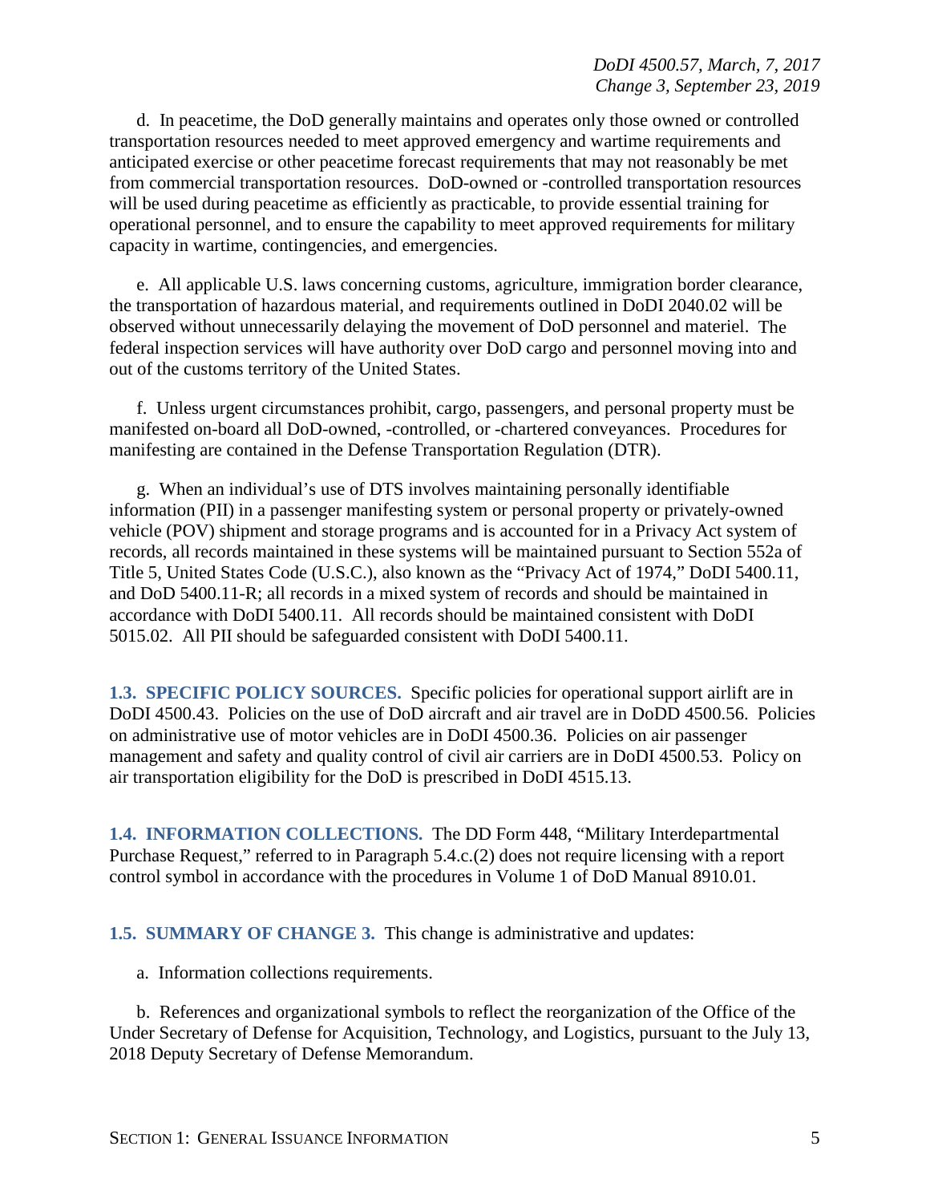d. In peacetime, the DoD generally maintains and operates only those owned or controlled transportation resources needed to meet approved emergency and wartime requirements and anticipated exercise or other peacetime forecast requirements that may not reasonably be met from commercial transportation resources. DoD-owned or -controlled transportation resources will be used during peacetime as efficiently as practicable, to provide essential training for operational personnel, and to ensure the capability to meet approved requirements for military capacity in wartime, contingencies, and emergencies.

e. All applicable U.S. laws concerning customs, agriculture, immigration border clearance, the transportation of hazardous material, and requirements outlined in DoDI 2040.02 will be observed without unnecessarily delaying the movement of DoD personnel and materiel. The federal inspection services will have authority over DoD cargo and personnel moving into and out of the customs territory of the United States.

f. Unless urgent circumstances prohibit, cargo, passengers, and personal property must be manifested on-board all DoD-owned, -controlled, or -chartered conveyances. Procedures for manifesting are contained in the Defense Transportation Regulation (DTR).

g. When an individual's use of DTS involves maintaining personally identifiable information (PII) in a passenger manifesting system or personal property or privately-owned vehicle (POV) shipment and storage programs and is accounted for in a Privacy Act system of records, all records maintained in these systems will be maintained pursuant to Section 552a of Title 5, United States Code (U.S.C.), also known as the "Privacy Act of 1974," DoDI 5400.11, and DoD 5400.11-R; all records in a mixed system of records and should be maintained in accordance with DoDI 5400.11. All records should be maintained consistent with DoDI 5015.02. All PII should be safeguarded consistent with DoDI 5400.11.

## 1.3. SPECIFIC POLICY SOURCES.

Specific policies for operational support airlift are in DoDI 4500.43. Policies on the use of DoD aircraft and air travel are in DoDD 4500.56. Policies on administrative use of motor vehicles are in DoDI 4500.36. Policies on air passenger management and safety and quality control of civil air carriers are in DoDI 4500.53. Policy on air transportation eligibility for the DoD is prescribed in DoDI 4515.13.

## 1.4. INFORMATION COLLECTIONS.

The DD Form 448, "Military Interdepartmental Purchase Request," referred to in Paragraph 5.4.c.(2) does not require licensing with a report control symbol in accordance with the procedures in Volume 1 of DoD Manual 8910.01.

## 1.5. SUMMARY OF CHANGE 3.

This change is administrative and updates:

a. Information collections requirements.

b. References and organizational symbols to reflect the reorganization of the Office of the Under Secretary of Defense for Acquisition, Technology, and Logistics, pursuant to the July 13, 2018 Deputy Secretary of Defense Memorandum.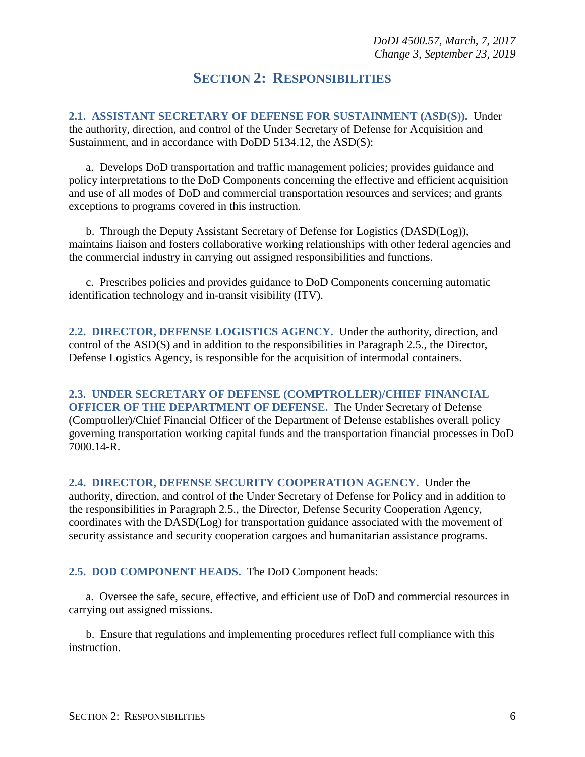## SECTION 2: RESPONSIBILITIES

**2.1. ASSISTANT SECRETARY OF DEFENSE FOR SUSTAINMENT (ASD(S)).** Under the authority, direction, and control of the Under Secretary of Defense for Acquisition and Sustainment, and in accordance with DoDD 5134.12, the ASD(S):

a. Develops DoD transportation and traffic management policies; provides guidance and policy interpretations to the DoD Components concerning the effective and efficient acquisition and use of all modes of DoD and commercial transportation resources and services; and grants exceptions to programs covered in this instruction.

b. Through the Deputy Assistant Secretary of Defense for Logistics (DASD(Log)), maintains liaison and fosters collaborative working relationships with other federal agencies and the commercial industry in carrying out assigned responsibilities and functions.

c. Prescribes policies and provides guidance to DoD Components concerning automatic identification technology and in-transit visibility (ITV).

**2.2. DIRECTOR, DEFENSE LOGISTICS AGENCY.** Under the authority, direction, and control of the ASD(S) and in addition to the responsibilities in Paragraph 2.5., the Director, Defense Logistics Agency, is responsible for the acquisition of intermodal containers.

**2.3. UNDER SECRETARY OF DEFENSE (COMPTROLLER)/CHIEF FINANCIAL OFFICER OF THE DEPARTMENT OF DEFENSE.** The Under Secretary of Defense (Comptroller)/Chief Financial Officer of the Department of Defense establishes overall policy governing transportation working capital funds and the transportation financial processes in DoD 7000.14-R.

**2.4. DIRECTOR, DEFENSE SECURITY COOPERATION AGENCY.** Under the authority, direction, and control of the Under Secretary of Defense for Policy and in addition to the responsibilities in Paragraph 2.5., the Director, Defense Security Cooperation Agency, coordinates with the DASD(Log) for transportation guidance associated with the movement of security assistance and security cooperation cargoes and humanitarian assistance programs.

**2.5. DOD COMPONENT HEADS.** The DoD Component heads:

a. Oversee the safe, secure, effective, and efficient use of DoD and commercial resources in carrying out assigned missions.

b. Ensure that regulations and implementing procedures reflect full compliance with this instruction.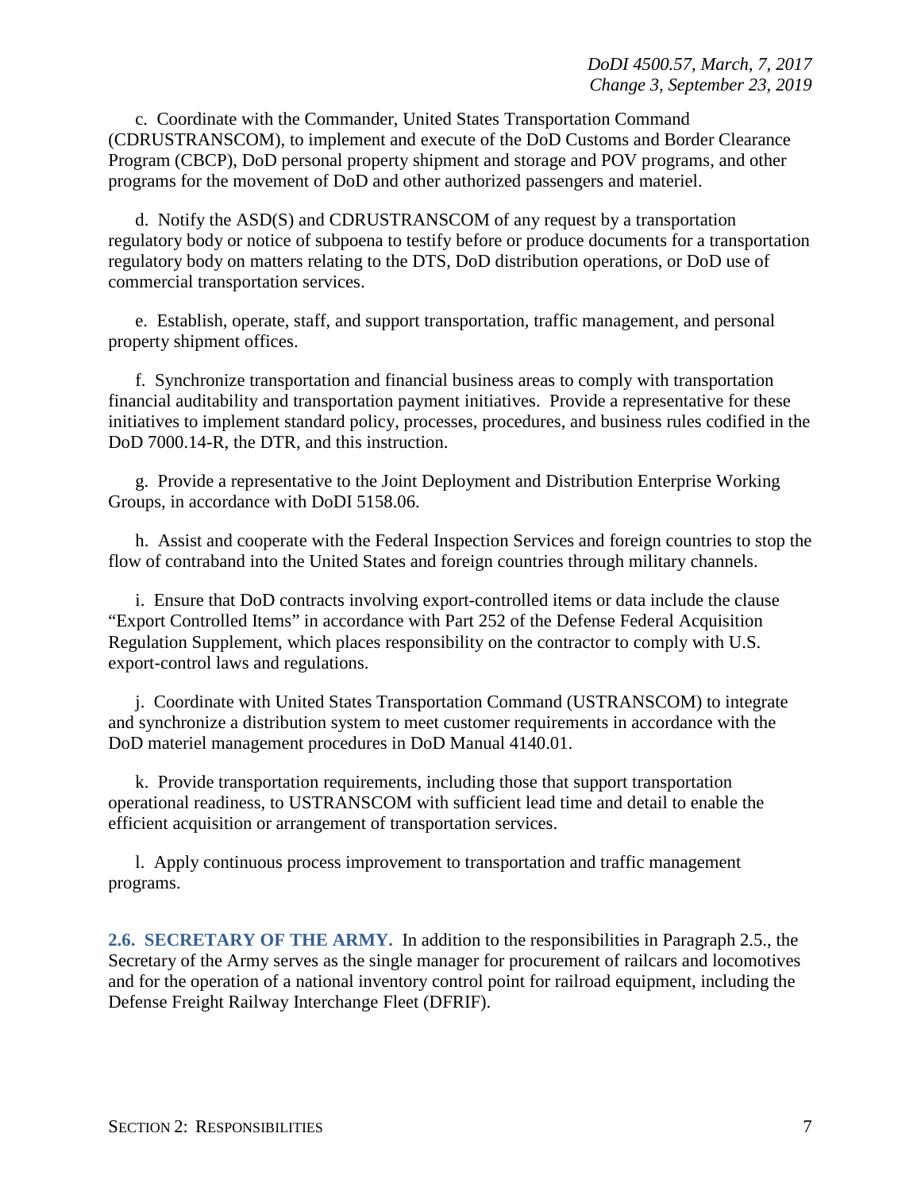c. Coordinate with the Commander, United States Transportation Command (CDRUSTRANSCOM), to implement and execute of the DoD Customs and Border Clearance Program (CBCP), DoD personal property shipment and storage and POV programs, and other programs for the movement of DoD and other authorized passengers and materiel.

d. Notify the ASD(S) and CDRUSTRANSCOM of any request by a transportation regulatory body or notice of subpoena to testify before or produce documents for a transportation regulatory body on matters relating to the DTS, DoD distribution operations, or DoD use of commercial transportation services.

e. Establish, operate, staff, and support transportation, traffic management, and personal property shipment offices.

f. Synchronize transportation and financial business areas to comply with transportation financial auditability and transportation payment initiatives. Provide a representative for these initiatives to implement standard policy, processes, procedures, and business rules codified in the DoD 7000.14-R, the DTR, and this instruction.

g. Provide a representative to the Joint Deployment and Distribution Enterprise Working Groups, in accordance with DoDI 5158.06.

h. Assist and cooperate with the Federal Inspection Services and foreign countries to stop the flow of contraband into the United States and foreign countries through military channels.

i. Ensure that DoD contracts involving export-controlled items or data include the clause "Export Controlled Items" in accordance with Part 252 of the Defense Federal Acquisition Regulation Supplement, which places responsibility on the contractor to comply with U.S. export-control laws and regulations.

j. Coordinate with United States Transportation Command (USTRANSCOM) to integrate and synchronize a distribution system to meet customer requirements in accordance with the DoD materiel management procedures in DoD Manual 4140.01.

k. Provide transportation requirements, including those that support transportation operational readiness, to USTRANSCOM with sufficient lead time and detail to enable the efficient acquisition or arrangement of transportation services.

l. Apply continuous process improvement to transportation and traffic management programs.

**2.6. SECRETARY OF THE ARMY.** In addition to the responsibilities in Paragraph 2.5., the Secretary of the Army serves as the single manager for procurement of railcars and locomotives and for the operation of a national inventory control point for railroad equipment, including the Defense Freight Railway Interchange Fleet (DFRIF).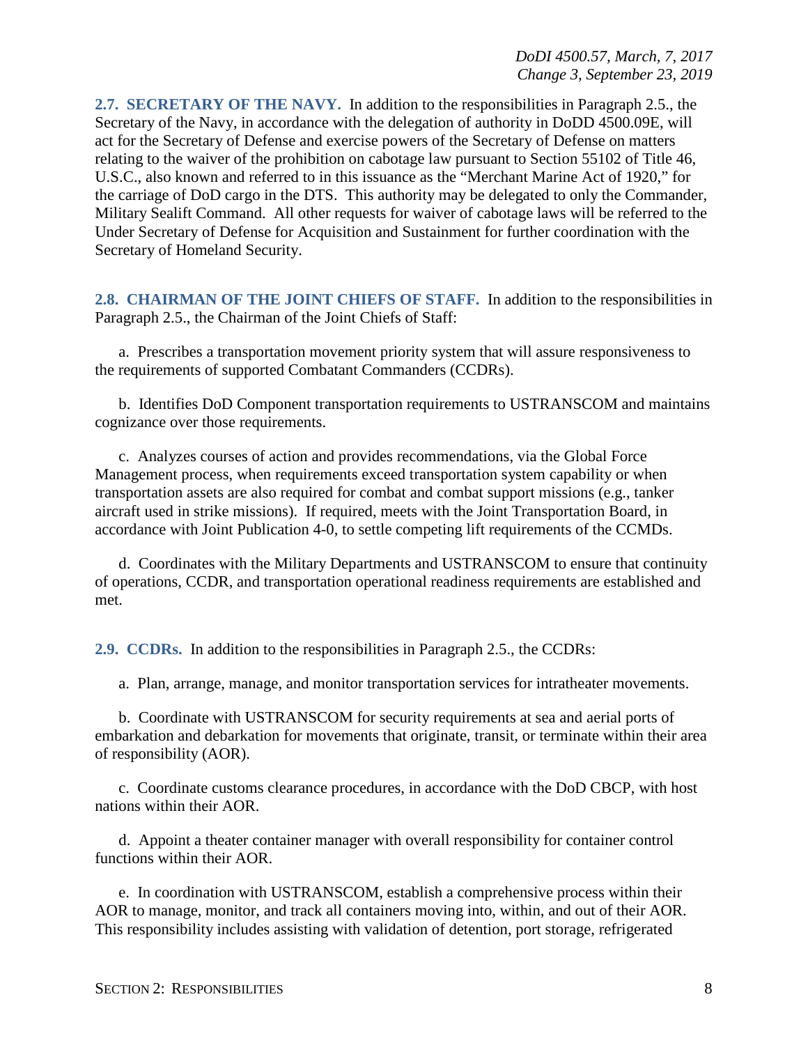**2.7. SECRETARY OF THE NAVY.** In addition to the responsibilities in Paragraph 2.5., the Secretary of the Navy, in accordance with the delegation of authority in DoDD 4500.09E, will act for the Secretary of Defense and exercise powers of the Secretary of Defense on matters relating to the waiver of the prohibition on cabotage law pursuant to Section 55102 of Title 46, U.S.C., also known and referred to in this issuance as the "Merchant Marine Act of 1920," for the carriage of DoD cargo in the DTS. This authority may be delegated to only the Commander, Military Sealift Command. All other requests for waiver of cabotage laws will be referred to the Under Secretary of Defense for Acquisition and Sustainment for further coordination with the Secretary of Homeland Security.

**2.8. CHAIRMAN OF THE JOINT CHIEFS OF STAFF.** In addition to the responsibilities in Paragraph 2.5., the Chairman of the Joint Chiefs of Staff:

a. Prescribes a transportation movement priority system that will assure responsiveness to the requirements of supported Combatant Commanders (CCDRs).

b. Identifies DoD Component transportation requirements to USTRANSCOM and maintains cognizance over those requirements.

c. Analyzes courses of action and provides recommendations, via the Global Force Management process, when requirements exceed transportation system capability or when transportation assets are also required for combat and combat support missions (e.g., tanker aircraft used in strike missions). If required, meets with the Joint Transportation Board, in accordance with Joint Publication 4-0, to settle competing lift requirements of the CCMDs.

d. Coordinates with the Military Departments and USTRANSCOM to ensure that continuity of operations, CCDR, and transportation operational readiness requirements are established and met.

**2.9. CCDRs.** In addition to the responsibilities in Paragraph 2.5., the CCDRs:

a. Plan, arrange, manage, and monitor transportation services for intratheater movements.

b. Coordinate with USTRANSCOM for security requirements at sea and aerial ports of embarkation and debarkation for movements that originate, transit, or terminate within their area of responsibility (AOR).

c. Coordinate customs clearance procedures, in accordance with the DoD CBCP, with host nations within their AOR.

d. Appoint a theater container manager with overall responsibility for container control functions within their AOR.

e. In coordination with USTRANSCOM, establish a comprehensive process within their AOR to manage, monitor, and track all containers moving into, within, and out of their AOR. This responsibility includes assisting with validation of detention, port storage, refrigerated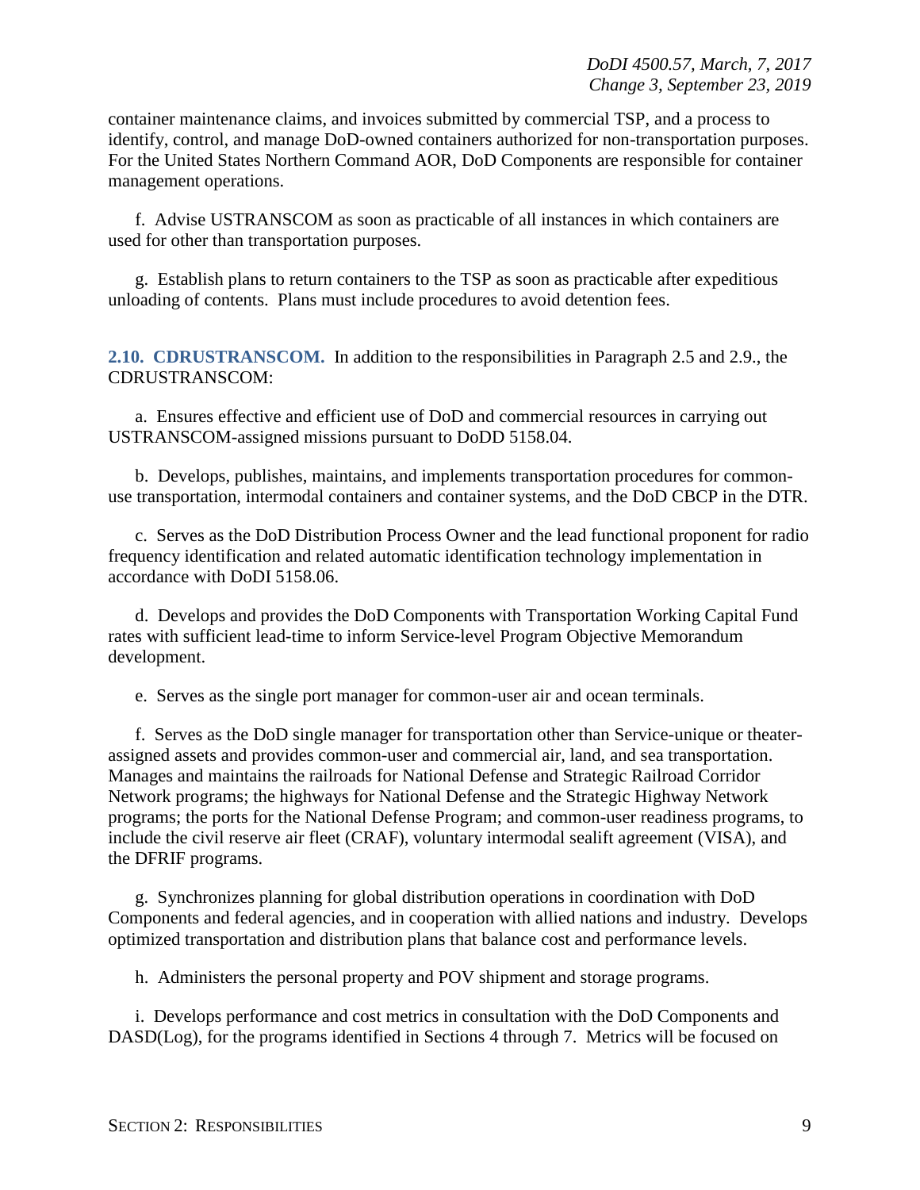container maintenance claims, and invoices submitted by commercial TSP, and a process to identify, control, and manage DoD-owned containers authorized for non-transportation purposes. For the United States Northern Command AOR, DoD Components are responsible for container management operations.

f. Advise USTRANSCOM as soon as practicable of all instances in which containers are used for other than transportation purposes.

g. Establish plans to return containers to the TSP as soon as practicable after expeditious unloading of contents. Plans must include procedures to avoid detention fees.

**2.10. CDRUSTRANSCOM.** In addition to the responsibilities in Paragraph 2.5 and 2.9., the CDRUSTRANSCOM:

a. Ensures effective and efficient use of DoD and commercial resources in carrying out USTRANSCOM-assigned missions pursuant to DoDD 5158.04.

b. Develops, publishes, maintains, and implements transportation procedures for common-use transportation, intermodal containers and container systems, and the DoD CBCP in the DTR.

c. Serves as the DoD Distribution Process Owner and the lead functional proponent for radio frequency identification and related automatic identification technology implementation in accordance with DoDI 5158.06.

d. Develops and provides the DoD Components with Transportation Working Capital Fund rates with sufficient lead-time to inform Service-level Program Objective Memorandum development.

e. Serves as the single port manager for common-user air and ocean terminals.

f. Serves as the DoD single manager for transportation other than Service-unique or theater-assigned assets and provides common-user and commercial air, land, and sea transportation. Manages and maintains the railroads for National Defense and Strategic Railroad Corridor Network programs; the highways for National Defense and the Strategic Highway Network programs; the ports for the National Defense Program; and common-user readiness programs, to include the civil reserve air fleet (CRAF), voluntary intermodal sealift agreement (VISA), and the DFRIF programs.

g. Synchronizes planning for global distribution operations in coordination with DoD Components and federal agencies, and in cooperation with allied nations and industry. Develops optimized transportation and distribution plans that balance cost and performance levels.

h. Administers the personal property and POV shipment and storage programs.

i. Develops performance and cost metrics in consultation with the DoD Components and DASD(Log), for the programs identified in Sections 4 through 7. Metrics will be focused on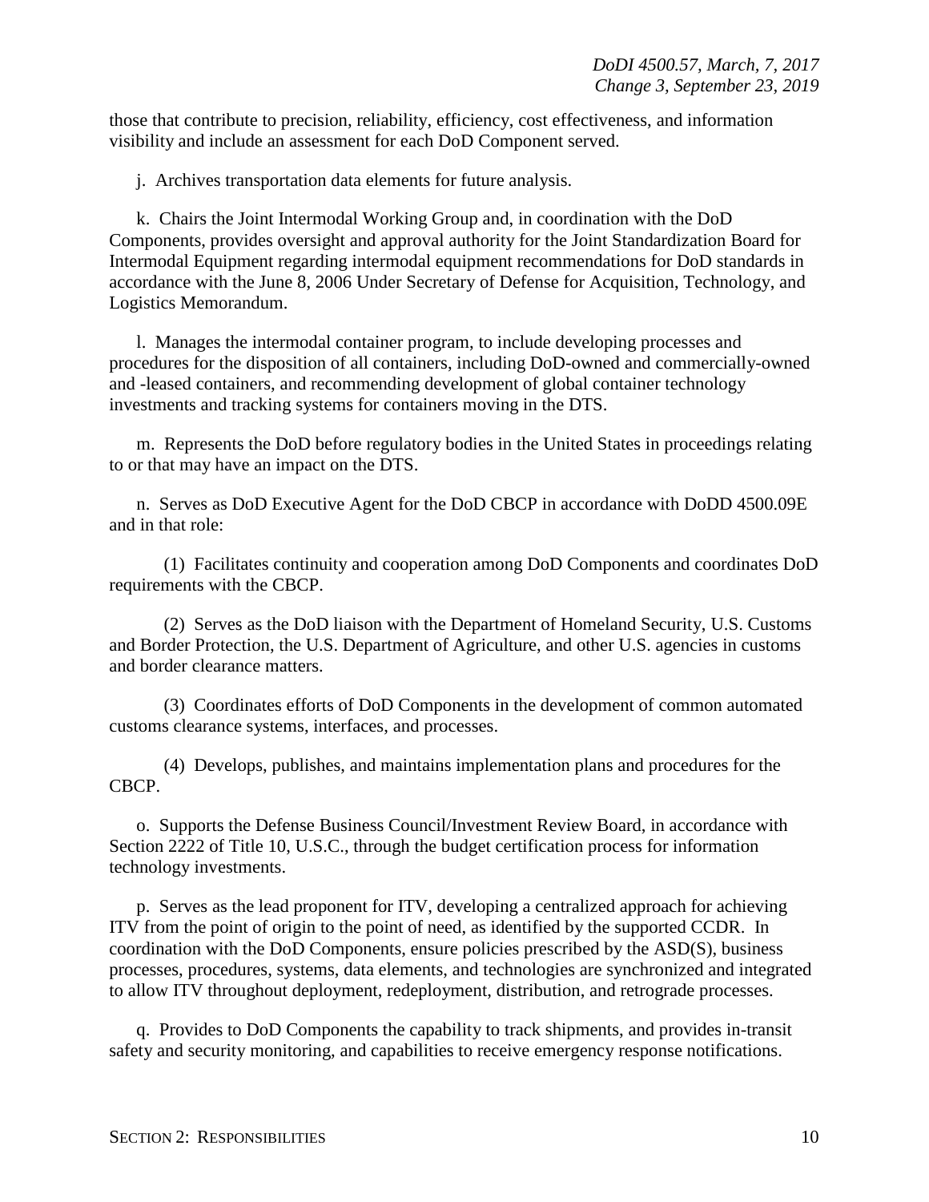those that contribute to precision, reliability, efficiency, cost effectiveness, and information visibility and include an assessment for each DoD Component served.

j. Archives transportation data elements for future analysis.

k. Chairs the Joint Intermodal Working Group and, in coordination with the DoD Components, provides oversight and approval authority for the Joint Standardization Board for Intermodal Equipment regarding intermodal equipment recommendations for DoD standards in accordance with the June 8, 2006 Under Secretary of Defense for Acquisition, Technology, and Logistics Memorandum.

l. Manages the intermodal container program, to include developing processes and procedures for the disposition of all containers, including DoD-owned and commercially-owned and -leased containers, and recommending development of global container technology investments and tracking systems for containers moving in the DTS.

m. Represents the DoD before regulatory bodies in the United States in proceedings relating to or that may have an impact on the DTS.

n. Serves as DoD Executive Agent for the DoD CBCP in accordance with DoDD 4500.09E and in that role:

(1) Facilitates continuity and cooperation among DoD Components and coordinates DoD requirements with the CBCP.

(2) Serves as the DoD liaison with the Department of Homeland Security, U.S. Customs and Border Protection, the U.S. Department of Agriculture, and other U.S. agencies in customs and border clearance matters.

(3) Coordinates efforts of DoD Components in the development of common automated customs clearance systems, interfaces, and processes.

(4) Develops, publishes, and maintains implementation plans and procedures for the CBCP.

o. Supports the Defense Business Council/Investment Review Board, in accordance with Section 2222 of Title 10, U.S.C., through the budget certification process for information technology investments.

p. Serves as the lead proponent for ITV, developing a centralized approach for achieving ITV from the point of origin to the point of need, as identified by the supported CCDR. In coordination with the DoD Components, ensure policies prescribed by the ASD(S), business processes, procedures, systems, data elements, and technologies are synchronized and integrated to allow ITV throughout deployment, redeployment, distribution, and retrograde processes.

q. Provides to DoD Components the capability to track shipments, and provides in-transit safety and security monitoring, and capabilities to receive emergency response notifications.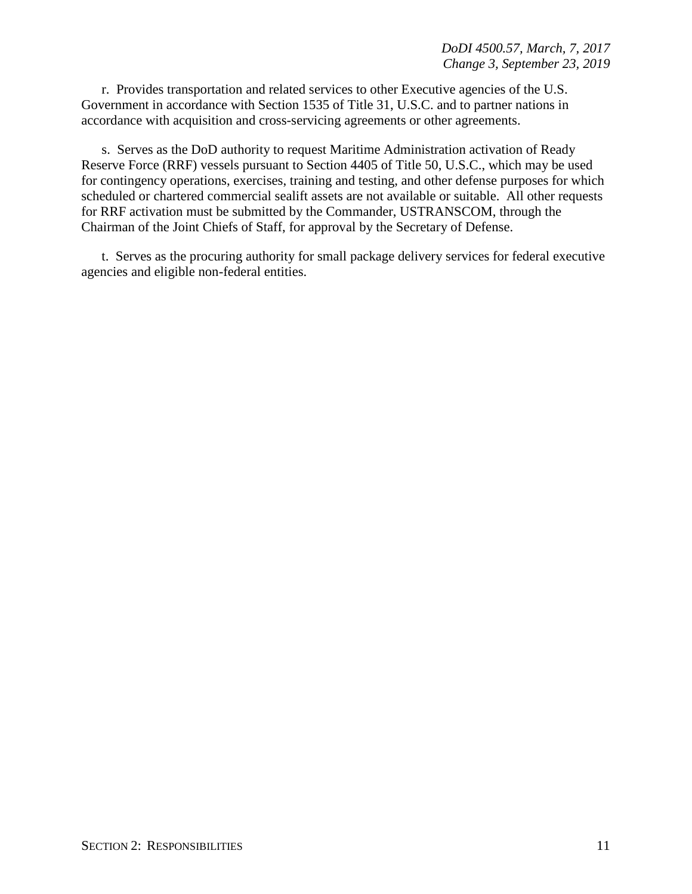r. Provides transportation and related services to other Executive agencies of the U.S. Government in accordance with Section 1535 of Title 31, U.S.C. and to partner nations in accordance with acquisition and cross-servicing agreements or other agreements.

s. Serves as the DoD authority to request Maritime Administration activation of Ready Reserve Force (RRF) vessels pursuant to Section 4405 of Title 50, U.S.C., which may be used for contingency operations, exercises, training and testing, and other defense purposes for which scheduled or chartered commercial sealift assets are not available or suitable. All other requests for RRF activation must be submitted by the Commander, USTRANSCOM, through the Chairman of the Joint Chiefs of Staff, for approval by the Secretary of Defense.

t. Serves as the procuring authority for small package delivery services for federal executive agencies and eligible non-federal entities.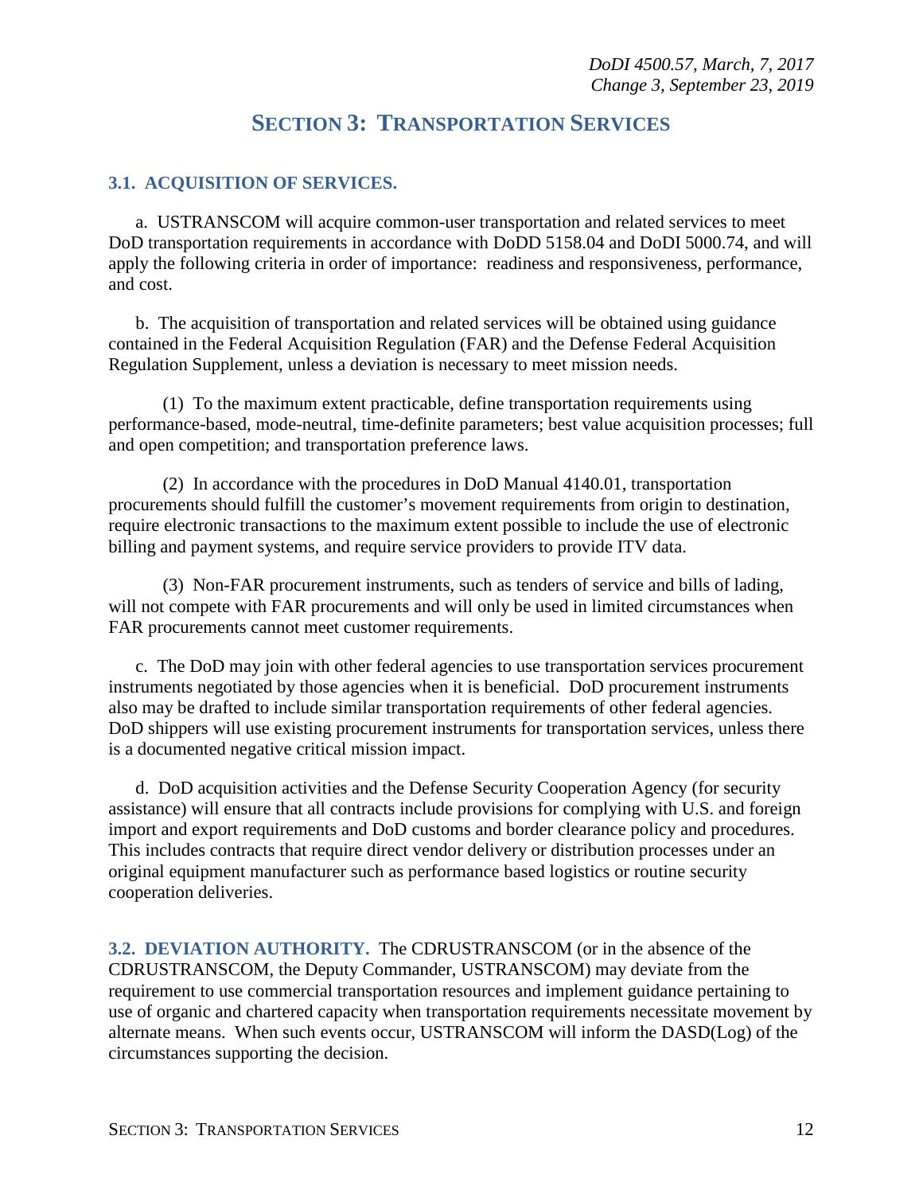# SECTION 3: TRANSPORTATION SERVICES

## 3.1. ACQUISITION OF SERVICES.

a. USTRANSCOM will acquire common-user transportation and related services to meet DoD transportation requirements in accordance with DoDD 5158.04 and DoDI 5000.74, and will apply the following criteria in order of importance: readiness and responsiveness, performance, and cost.

b. The acquisition of transportation and related services will be obtained using guidance contained in the Federal Acquisition Regulation (FAR) and the Defense Federal Acquisition Regulation Supplement, unless a deviation is necessary to meet mission needs.

(1) To the maximum extent practicable, define transportation requirements using performance-based, mode-neutral, time-definite parameters; best value acquisition processes; full and open competition; and transportation preference laws.

(2) In accordance with the procedures in DoD Manual 4140.01, transportation procurements should fulfill the customer's movement requirements from origin to destination, require electronic transactions to the maximum extent possible to include the use of electronic billing and payment systems, and require service providers to provide ITV data.

(3) Non-FAR procurement instruments, such as tenders of service and bills of lading, will not compete with FAR procurements and will only be used in limited circumstances when FAR procurements cannot meet customer requirements.

c. The DoD may join with other federal agencies to use transportation services procurement instruments negotiated by those agencies when it is beneficial. DoD procurement instruments also may be drafted to include similar transportation requirements of other federal agencies. DoD shippers will use existing procurement instruments for transportation services, unless there is a documented negative critical mission impact.

d. DoD acquisition activities and the Defense Security Cooperation Agency (for security assistance) will ensure that all contracts include provisions for complying with U.S. and foreign import and export requirements and DoD customs and border clearance policy and procedures. This includes contracts that require direct vendor delivery or distribution processes under an original equipment manufacturer such as performance based logistics or routine security cooperation deliveries.

**3.2. DEVIATION AUTHORITY.** The CDRUSTRANSCOM (or in the absence of the CDRUSTRANSCOM, the Deputy Commander, USTRANSCOM) may deviate from the requirement to use commercial transportation resources and implement guidance pertaining to use of organic and chartered capacity when transportation requirements necessitate movement by alternate means. When such events occur, USTRANSCOM will inform the DASD(Log) of the circumstances supporting the decision.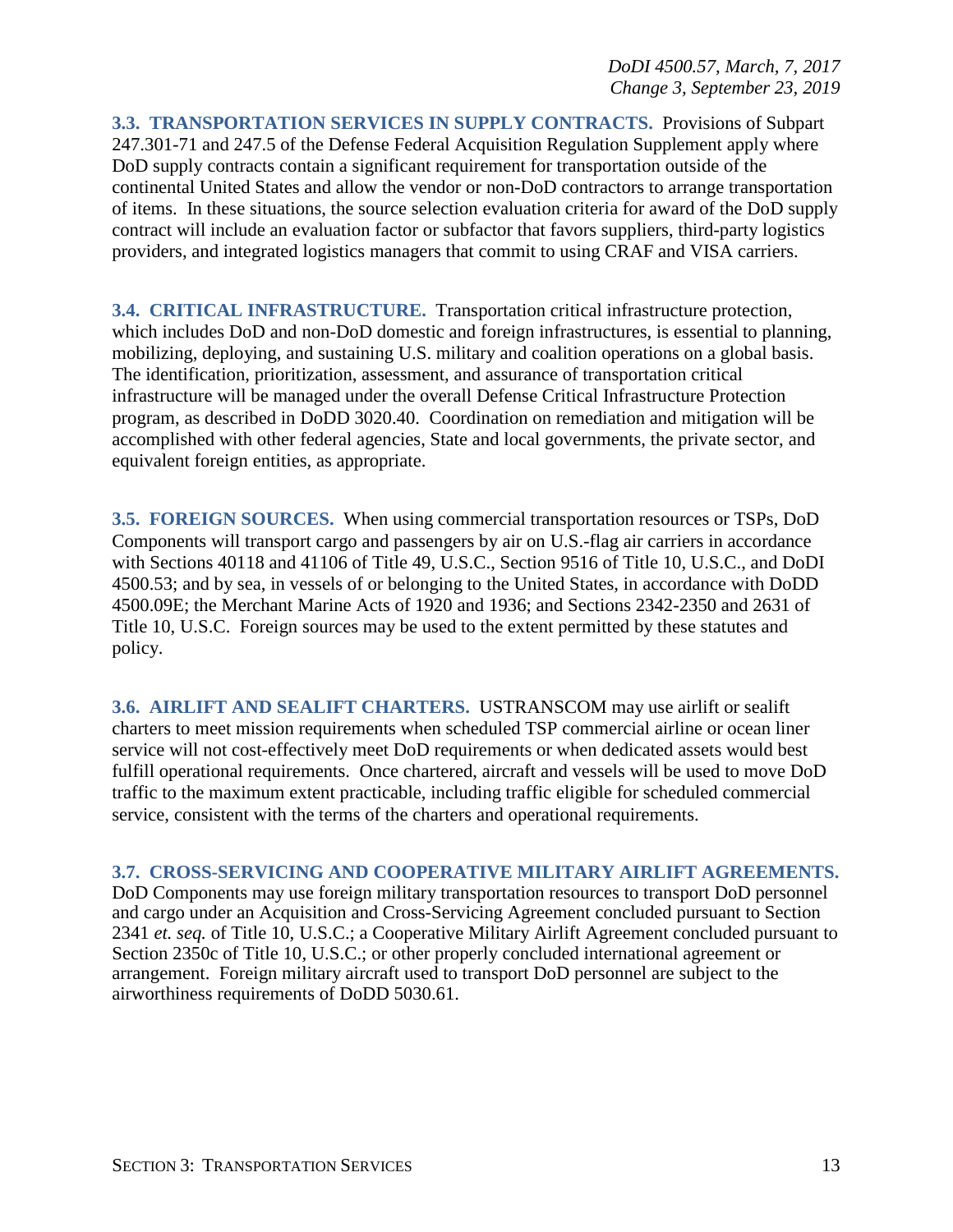**3.3. TRANSPORTATION SERVICES IN SUPPLY CONTRACTS.** Provisions of Subpart 247.301-71 and 247.5 of the Defense Federal Acquisition Regulation Supplement apply where DoD supply contracts contain a significant requirement for transportation outside of the continental United States and allow the vendor or non-DoD contractors to arrange transportation of items. In these situations, the source selection evaluation criteria for award of the DoD supply contract will include an evaluation factor or subfactor that favors suppliers, third-party logistics providers, and integrated logistics managers that commit to using CRAF and VISA carriers.

**3.4. CRITICAL INFRASTRUCTURE.** Transportation critical infrastructure protection, which includes DoD and non-DoD domestic and foreign infrastructures, is essential to planning, mobilizing, deploying, and sustaining U.S. military and coalition operations on a global basis. The identification, prioritization, assessment, and assurance of transportation critical infrastructure will be managed under the overall Defense Critical Infrastructure Protection program, as described in DoDD 3020.40. Coordination on remediation and mitigation will be accomplished with other federal agencies, State and local governments, the private sector, and equivalent foreign entities, as appropriate.

**3.5. FOREIGN SOURCES.** When using commercial transportation resources or TSPs, DoD Components will transport cargo and passengers by air on U.S.-flag air carriers in accordance with Sections 40118 and 41106 of Title 49, U.S.C., Section 9516 of Title 10, U.S.C., and DoDI 4500.53; and by sea, in vessels of or belonging to the United States, in accordance with DoDD 4500.09E; the Merchant Marine Acts of 1920 and 1936; and Sections 2342-2350 and 2631 of Title 10, U.S.C. Foreign sources may be used to the extent permitted by these statutes and policy.

**3.6. AIRLIFT AND SEALIFT CHARTERS.** USTRANSCOM may use airlift or sealift charters to meet mission requirements when scheduled TSP commercial airline or ocean liner service will not cost-effectively meet DoD requirements or when dedicated assets would best fulfill operational requirements. Once chartered, aircraft and vessels will be used to move DoD traffic to the maximum extent practicable, including traffic eligible for scheduled commercial service, consistent with the terms of the charters and operational requirements.

**3.7. CROSS-SERVICING AND COOPERATIVE MILITARY AIRLIFT AGREEMENTS.** DoD Components may use foreign military transportation resources to transport DoD personnel and cargo under an Acquisition and Cross-Servicing Agreement concluded pursuant to Section 2341 *et. seq.* of Title 10, U.S.C.; a Cooperative Military Airlift Agreement concluded pursuant to Section 2350c of Title 10, U.S.C.; or other properly concluded international agreement or arrangement. Foreign military aircraft used to transport DoD personnel are subject to the airworthiness requirements of DoDD 5030.61.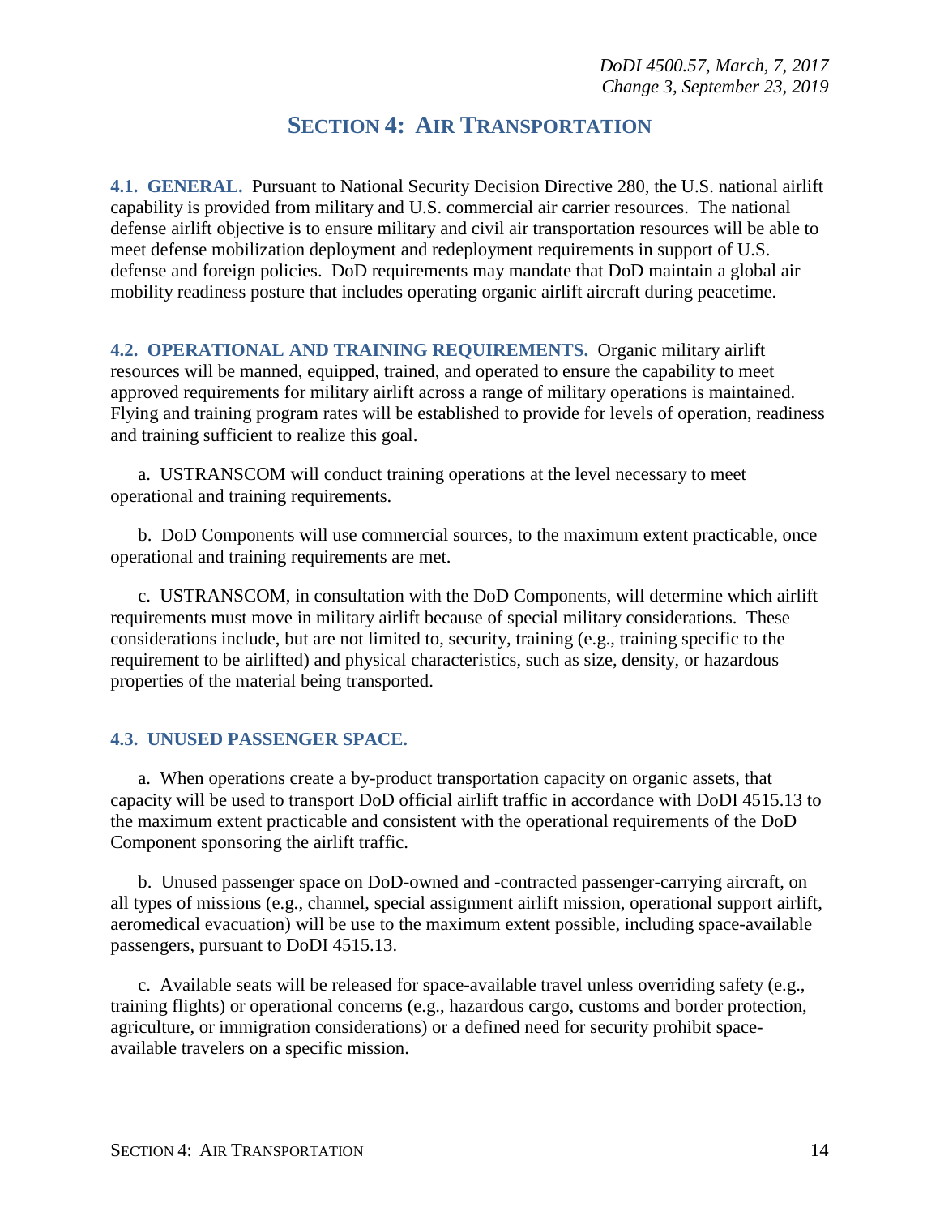## SECTION 4: AIR TRANSPORTATION

**4.1. GENERAL.** Pursuant to National Security Decision Directive 280, the U.S. national airlift capability is provided from military and U.S. commercial air carrier resources. The national defense airlift objective is to ensure military and civil air transportation resources will be able to meet defense mobilization deployment and redeployment requirements in support of U.S. defense and foreign policies. DoD requirements may mandate that DoD maintain a global air mobility readiness posture that includes operating organic airlift aircraft during peacetime.

**4.2. OPERATIONAL AND TRAINING REQUIREMENTS.** Organic military airlift resources will be manned, equipped, trained, and operated to ensure the capability to meet approved requirements for military airlift across a range of military operations is maintained. Flying and training program rates will be established to provide for levels of operation, readiness and training sufficient to realize this goal.

a. USTRANSCOM will conduct training operations at the level necessary to meet operational and training requirements.

b. DoD Components will use commercial sources, to the maximum extent practicable, once operational and training requirements are met.

c. USTRANSCOM, in consultation with the DoD Components, will determine which airlift requirements must move in military airlift because of special military considerations. These considerations include, but are not limited to, security, training (e.g., training specific to the requirement to be airlifted) and physical characteristics, such as size, density, or hazardous properties of the material being transported.

**4.3. UNUSED PASSENGER SPACE.**

a. When operations create a by-product transportation capacity on organic assets, that capacity will be used to transport DoD official airlift traffic in accordance with DoDI 4515.13 to the maximum extent practicable and consistent with the operational requirements of the DoD Component sponsoring the airlift traffic.

b. Unused passenger space on DoD-owned and -contracted passenger-carrying aircraft, on all types of missions (e.g., channel, special assignment airlift mission, operational support airlift, aeromedical evacuation) will be use to the maximum extent possible, including space-available passengers, pursuant to DoDI 4515.13.

c. Available seats will be released for space-available travel unless overriding safety (e.g., training flights) or operational concerns (e.g., hazardous cargo, customs and border protection, agriculture, or immigration considerations) or a defined need for security prohibit space-available travelers on a specific mission.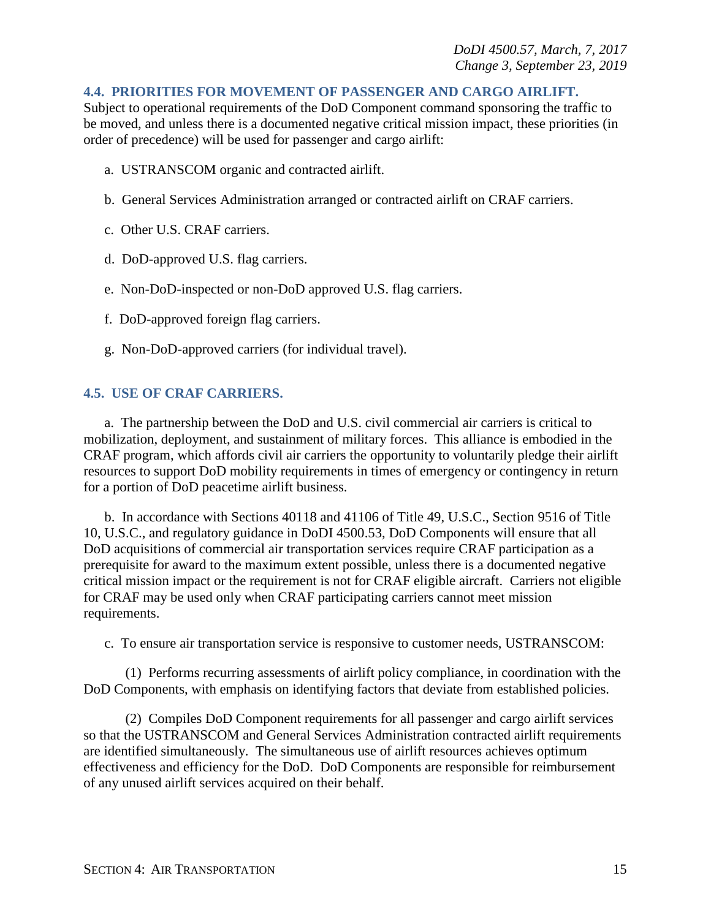## 4.4. PRIORITIES FOR MOVEMENT OF PASSENGER AND CARGO AIRLIFT.

Subject to operational requirements of the DoD Component command sponsoring the traffic to be moved, and unless there is a documented negative critical mission impact, these priorities (in order of precedence) will be used for passenger and cargo airlift:

a. USTRANSCOM organic and contracted airlift.

b. General Services Administration arranged or contracted airlift on CRAF carriers.

c. Other U.S. CRAF carriers.

d. DoD-approved U.S. flag carriers.

e. Non-DoD-inspected or non-DoD approved U.S. flag carriers.

f. DoD-approved foreign flag carriers.

g. Non-DoD-approved carriers (for individual travel).

## 4.5. USE OF CRAF CARRIERS.

a. The partnership between the DoD and U.S. civil commercial air carriers is critical to mobilization, deployment, and sustainment of military forces. This alliance is embodied in the CRAF program, which affords civil air carriers the opportunity to voluntarily pledge their airlift resources to support DoD mobility requirements in times of emergency or contingency in return for a portion of DoD peacetime airlift business.

b. In accordance with Sections 40118 and 41106 of Title 49, U.S.C., Section 9516 of Title 10, U.S.C., and regulatory guidance in DoDI 4500.53, DoD Components will ensure that all DoD acquisitions of commercial air transportation services require CRAF participation as a prerequisite for award to the maximum extent possible, unless there is a documented negative critical mission impact or the requirement is not for CRAF eligible aircraft. Carriers not eligible for CRAF may be used only when CRAF participating carriers cannot meet mission requirements.

c. To ensure air transportation service is responsive to customer needs, USTRANSCOM:

(1) Performs recurring assessments of airlift policy compliance, in coordination with the DoD Components, with emphasis on identifying factors that deviate from established policies.

(2) Compiles DoD Component requirements for all passenger and cargo airlift services so that the USTRANSCOM and General Services Administration contracted airlift requirements are identified simultaneously. The simultaneous use of airlift resources achieves optimum effectiveness and efficiency for the DoD. DoD Components are responsible for reimbursement of any unused airlift services acquired on their behalf.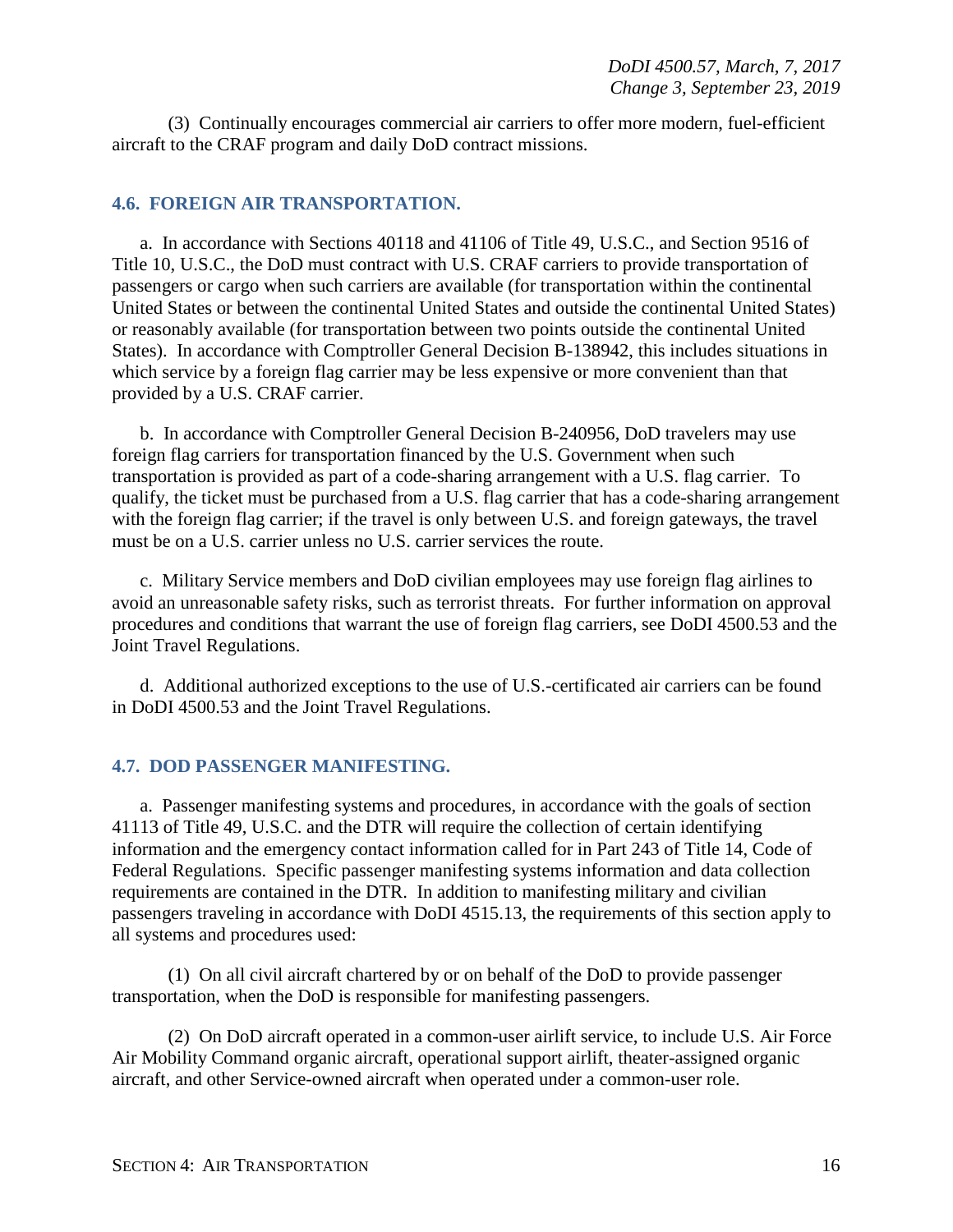(3) Continually encourages commercial air carriers to offer more modern, fuel-efficient aircraft to the CRAF program and daily DoD contract missions.

## 4.6. FOREIGN AIR TRANSPORTATION.

a. In accordance with Sections 40118 and 41106 of Title 49, U.S.C., and Section 9516 of Title 10, U.S.C., the DoD must contract with U.S. CRAF carriers to provide transportation of passengers or cargo when such carriers are available (for transportation within the continental United States or between the continental United States and outside the continental United States) or reasonably available (for transportation between two points outside the continental United States). In accordance with Comptroller General Decision B-138942, this includes situations in which service by a foreign flag carrier may be less expensive or more convenient than that provided by a U.S. CRAF carrier.

b. In accordance with Comptroller General Decision B-240956, DoD travelers may use foreign flag carriers for transportation financed by the U.S. Government when such transportation is provided as part of a code-sharing arrangement with a U.S. flag carrier. To qualify, the ticket must be purchased from a U.S. flag carrier that has a code-sharing arrangement with the foreign flag carrier; if the travel is only between U.S. and foreign gateways, the travel must be on a U.S. carrier unless no U.S. carrier services the route.

c. Military Service members and DoD civilian employees may use foreign flag airlines to avoid an unreasonable safety risks, such as terrorist threats. For further information on approval procedures and conditions that warrant the use of foreign flag carriers, see DoDI 4500.53 and the Joint Travel Regulations.

d. Additional authorized exceptions to the use of U.S.-certificated air carriers can be found in DoDI 4500.53 and the Joint Travel Regulations.

## 4.7. DOD PASSENGER MANIFESTING.

a. Passenger manifesting systems and procedures, in accordance with the goals of section 41113 of Title 49, U.S.C. and the DTR will require the collection of certain identifying information and the emergency contact information called for in Part 243 of Title 14, Code of Federal Regulations. Specific passenger manifesting systems information and data collection requirements are contained in the DTR. In addition to manifesting military and civilian passengers traveling in accordance with DoDI 4515.13, the requirements of this section apply to all systems and procedures used:

(1) On all civil aircraft chartered by or on behalf of the DoD to provide passenger transportation, when the DoD is responsible for manifesting passengers.

(2) On DoD aircraft operated in a common-user airlift service, to include U.S. Air Force Air Mobility Command organic aircraft, operational support airlift, theater-assigned organic aircraft, and other Service-owned aircraft when operated under a common-user role.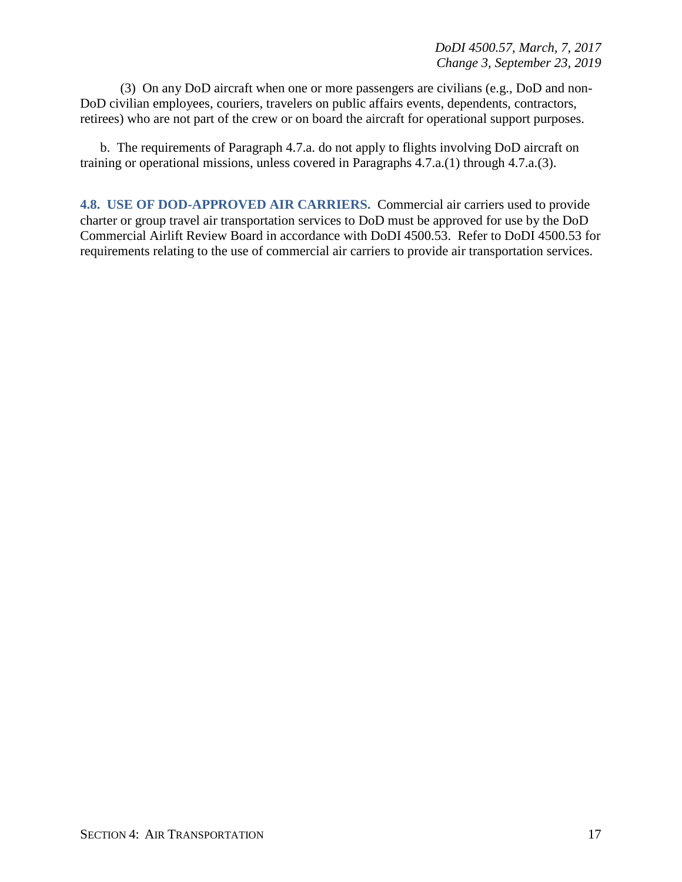(3) On any DoD aircraft when one or more passengers are civilians (e.g., DoD and non-DoD civilian employees, couriers, travelers on public affairs events, dependents, contractors, retirees) who are not part of the crew or on board the aircraft for operational support purposes.

b. The requirements of Paragraph 4.7.a. do not apply to flights involving DoD aircraft on training or operational missions, unless covered in Paragraphs 4.7.a.(1) through 4.7.a.(3).

**4.8. USE OF DOD-APPROVED AIR CARRIERS.** Commercial air carriers used to provide charter or group travel air transportation services to DoD must be approved for use by the DoD Commercial Airlift Review Board in accordance with DoDI 4500.53. Refer to DoDI 4500.53 for requirements relating to the use of commercial air carriers to provide air transportation services.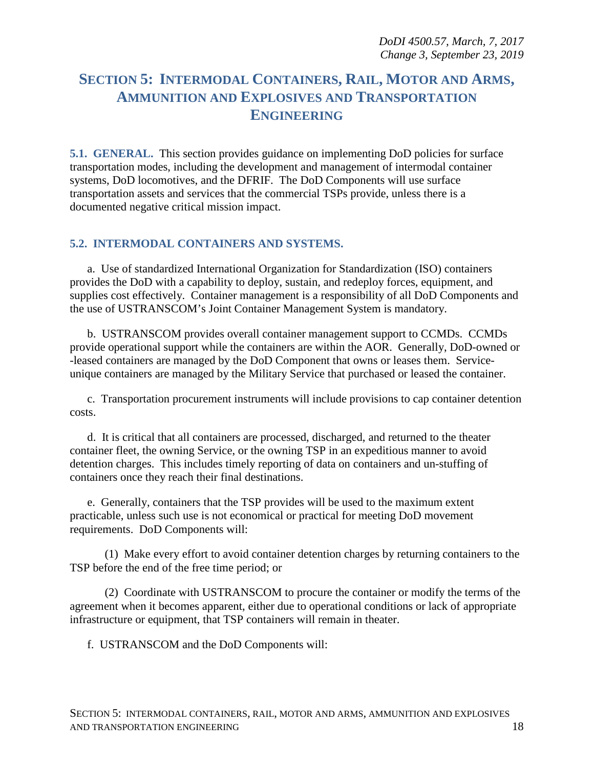# SECTION 5: INTERMODAL CONTAINERS, RAIL, MOTOR AND ARMS, AMMUNITION AND EXPLOSIVES AND TRANSPORTATION ENGINEERING

**5.1. GENERAL.** This section provides guidance on implementing DoD policies for surface transportation modes, including the development and management of intermodal container systems, DoD locomotives, and the DFRIF. The DoD Components will use surface transportation assets and services that the commercial TSPs provide, unless there is a documented negative critical mission impact.

## 5.2. INTERMODAL CONTAINERS AND SYSTEMS.

a. Use of standardized International Organization for Standardization (ISO) containers provides the DoD with a capability to deploy, sustain, and redeploy forces, equipment, and supplies cost effectively. Container management is a responsibility of all DoD Components and the use of USTRANSCOM's Joint Container Management System is mandatory.

b. USTRANSCOM provides overall container management support to CCMDs. CCMDs provide operational support while the containers are within the AOR. Generally, DoD-owned or -leased containers are managed by the DoD Component that owns or leases them. Service-unique containers are managed by the Military Service that purchased or leased the container.

c. Transportation procurement instruments will include provisions to cap container detention costs.

d. It is critical that all containers are processed, discharged, and returned to the theater container fleet, the owning Service, or the owning TSP in an expeditious manner to avoid detention charges. This includes timely reporting of data on containers and un-stuffing of containers once they reach their final destinations.

e. Generally, containers that the TSP provides will be used to the maximum extent practicable, unless such use is not economical or practical for meeting DoD movement requirements. DoD Components will:

(1) Make every effort to avoid container detention charges by returning containers to the TSP before the end of the free time period; or

(2) Coordinate with USTRANSCOM to procure the container or modify the terms of the agreement when it becomes apparent, either due to operational conditions or lack of appropriate infrastructure or equipment, that TSP containers will remain in theater.

f. USTRANSCOM and the DoD Components will: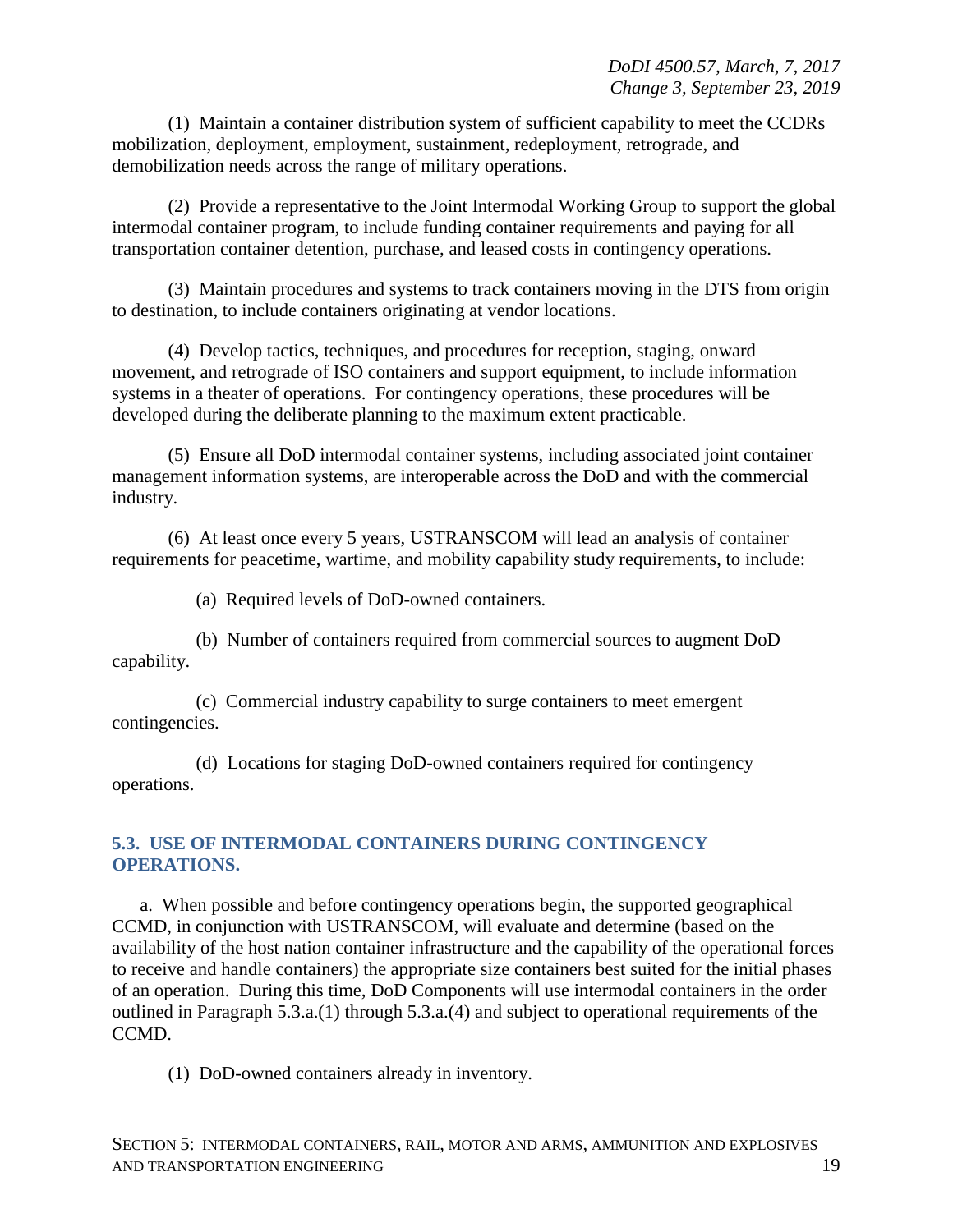(1) Maintain a container distribution system of sufficient capability to meet the CCDRs mobilization, deployment, employment, sustainment, redeployment, retrograde, and demobilization needs across the range of military operations.

(2) Provide a representative to the Joint Intermodal Working Group to support the global intermodal container program, to include funding container requirements and paying for all transportation container detention, purchase, and leased costs in contingency operations.

(3) Maintain procedures and systems to track containers moving in the DTS from origin to destination, to include containers originating at vendor locations.

(4) Develop tactics, techniques, and procedures for reception, staging, onward movement, and retrograde of ISO containers and support equipment, to include information systems in a theater of operations. For contingency operations, these procedures will be developed during the deliberate planning to the maximum extent practicable.

(5) Ensure all DoD intermodal container systems, including associated joint container management information systems, are interoperable across the DoD and with the commercial industry.

(6) At least once every 5 years, USTRANSCOM will lead an analysis of container requirements for peacetime, wartime, and mobility capability study requirements, to include:

(a) Required levels of DoD-owned containers.

(b) Number of containers required from commercial sources to augment DoD capability.

(c) Commercial industry capability to surge containers to meet emergent contingencies.

(d) Locations for staging DoD-owned containers required for contingency operations.

### 5.3. USE OF INTERMODAL CONTAINERS DURING CONTINGENCY OPERATIONS.

a. When possible and before contingency operations begin, the supported geographical CCMD, in conjunction with USTRANSCOM, will evaluate and determine (based on the availability of the host nation container infrastructure and the capability of the operational forces to receive and handle containers) the appropriate size containers best suited for the initial phases of an operation. During this time, DoD Components will use intermodal containers in the order outlined in Paragraph 5.3.a.(1) through 5.3.a.(4) and subject to operational requirements of the CCMD.

(1) DoD-owned containers already in inventory.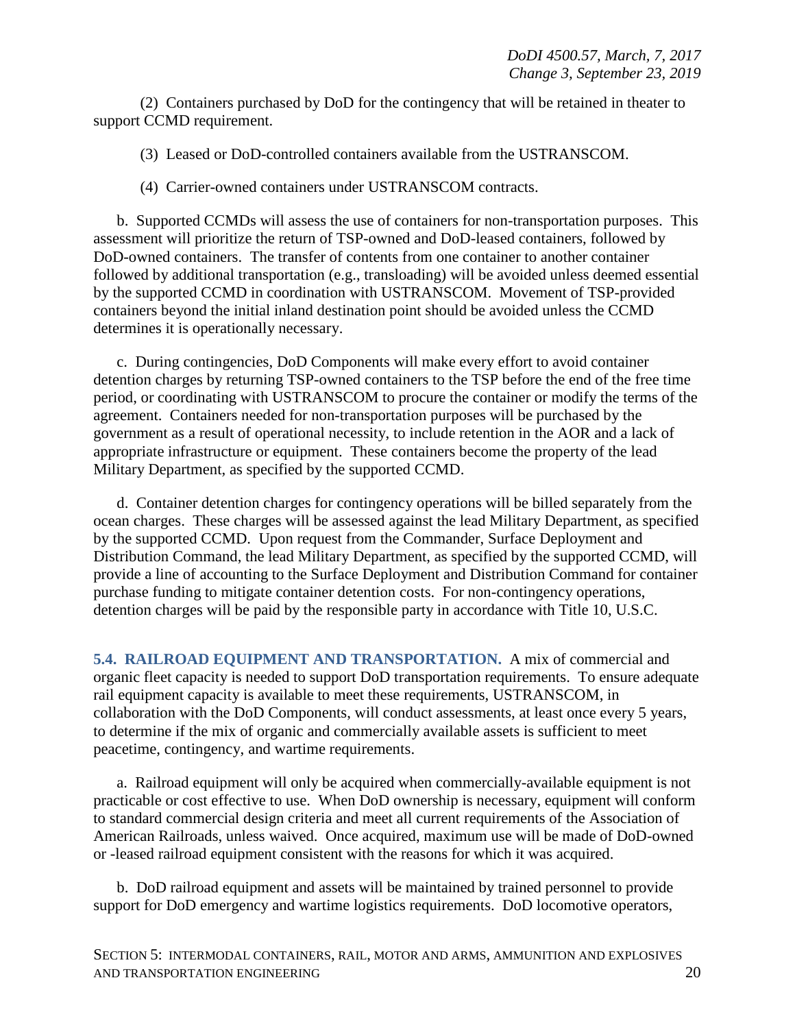(2) Containers purchased by DoD for the contingency that will be retained in theater to support CCMD requirement.

(3) Leased or DoD-controlled containers available from the USTRANSCOM.

(4) Carrier-owned containers under USTRANSCOM contracts.

b. Supported CCMDs will assess the use of containers for non-transportation purposes. This assessment will prioritize the return of TSP-owned and DoD-leased containers, followed by DoD-owned containers. The transfer of contents from one container to another container followed by additional transportation (e.g., transloading) will be avoided unless deemed essential by the supported CCMD in coordination with USTRANSCOM. Movement of TSP-provided containers beyond the initial inland destination point should be avoided unless the CCMD determines it is operationally necessary.

c. During contingencies, DoD Components will make every effort to avoid container detention charges by returning TSP-owned containers to the TSP before the end of the free time period, or coordinating with USTRANSCOM to procure the container or modify the terms of the agreement. Containers needed for non-transportation purposes will be purchased by the government as a result of operational necessity, to include retention in the AOR and a lack of appropriate infrastructure or equipment. These containers become the property of the lead Military Department, as specified by the supported CCMD.

d. Container detention charges for contingency operations will be billed separately from the ocean charges. These charges will be assessed against the lead Military Department, as specified by the supported CCMD. Upon request from the Commander, Surface Deployment and Distribution Command, the lead Military Department, as specified by the supported CCMD, will provide a line of accounting to the Surface Deployment and Distribution Command for container purchase funding to mitigate container detention costs. For non-contingency operations, detention charges will be paid by the responsible party in accordance with Title 10, U.S.C.

**5.4. RAILROAD EQUIPMENT AND TRANSPORTATION.** A mix of commercial and organic fleet capacity is needed to support DoD transportation requirements. To ensure adequate rail equipment capacity is available to meet these requirements, USTRANSCOM, in collaboration with the DoD Components, will conduct assessments, at least once every 5 years, to determine if the mix of organic and commercially available assets is sufficient to meet peacetime, contingency, and wartime requirements.

a. Railroad equipment will only be acquired when commercially-available equipment is not practicable or cost effective to use. When DoD ownership is necessary, equipment will conform to standard commercial design criteria and meet all current requirements of the Association of American Railroads, unless waived. Once acquired, maximum use will be made of DoD-owned or -leased railroad equipment consistent with the reasons for which it was acquired.

b. DoD railroad equipment and assets will be maintained by trained personnel to provide support for DoD emergency and wartime logistics requirements. DoD locomotive operators,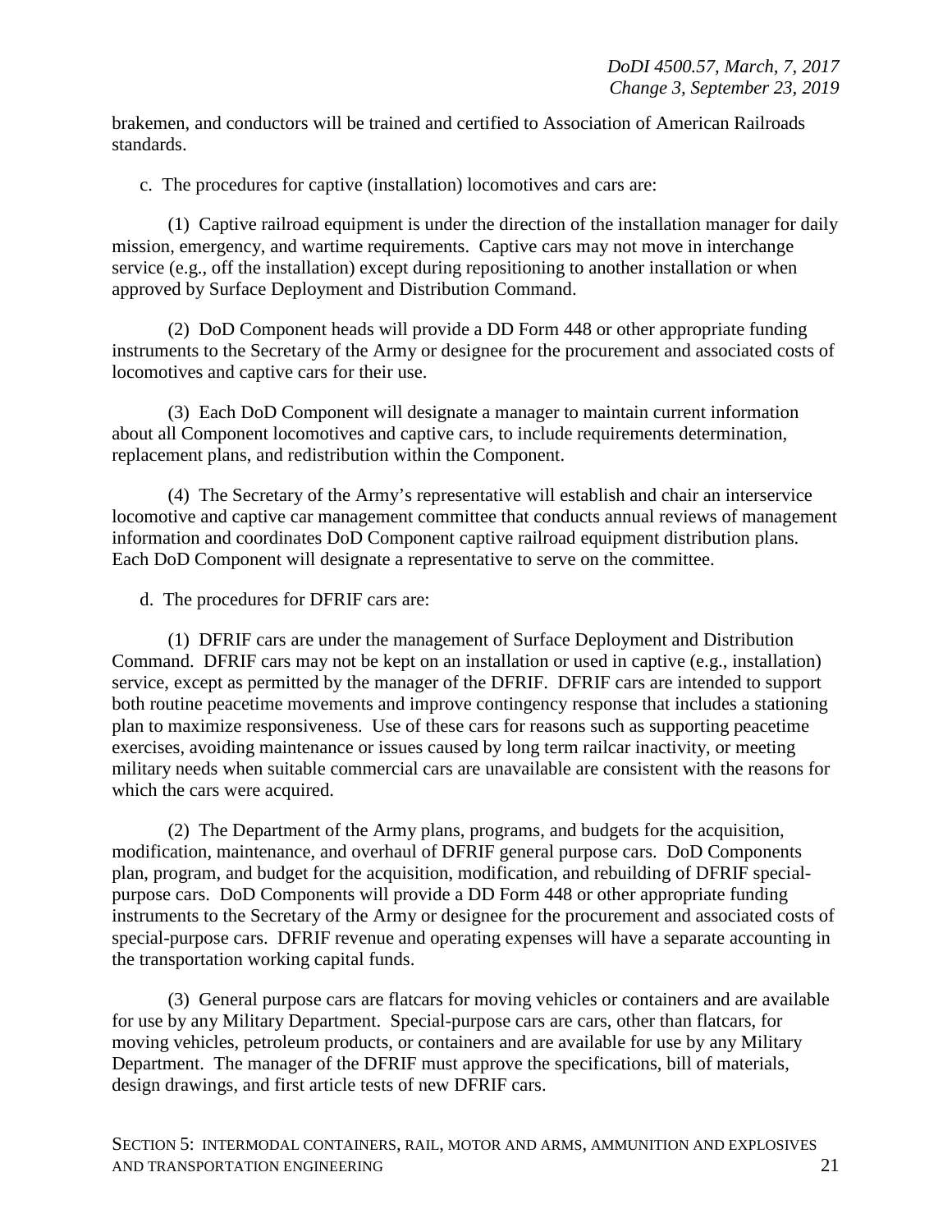brakemen, and conductors will be trained and certified to Association of American Railroads standards.

c. The procedures for captive (installation) locomotives and cars are:

(1) Captive railroad equipment is under the direction of the installation manager for daily mission, emergency, and wartime requirements. Captive cars may not move in interchange service (e.g., off the installation) except during repositioning to another installation or when approved by Surface Deployment and Distribution Command.

(2) DoD Component heads will provide a DD Form 448 or other appropriate funding instruments to the Secretary of the Army or designee for the procurement and associated costs of locomotives and captive cars for their use.

(3) Each DoD Component will designate a manager to maintain current information about all Component locomotives and captive cars, to include requirements determination, replacement plans, and redistribution within the Component.

(4) The Secretary of the Army's representative will establish and chair an interservice locomotive and captive car management committee that conducts annual reviews of management information and coordinates DoD Component captive railroad equipment distribution plans. Each DoD Component will designate a representative to serve on the committee.

d. The procedures for DFRIF cars are:

(1) DFRIF cars are under the management of Surface Deployment and Distribution Command. DFRIF cars may not be kept on an installation or used in captive (e.g., installation) service, except as permitted by the manager of the DFRIF. DFRIF cars are intended to support both routine peacetime movements and improve contingency response that includes a stationing plan to maximize responsiveness. Use of these cars for reasons such as supporting peacetime exercises, avoiding maintenance or issues caused by long term railcar inactivity, or meeting military needs when suitable commercial cars are unavailable are consistent with the reasons for which the cars were acquired.

(2) The Department of the Army plans, programs, and budgets for the acquisition, modification, maintenance, and overhaul of DFRIF general purpose cars. DoD Components plan, program, and budget for the acquisition, modification, and rebuilding of DFRIF special-purpose cars. DoD Components will provide a DD Form 448 or other appropriate funding instruments to the Secretary of the Army or designee for the procurement and associated costs of special-purpose cars. DFRIF revenue and operating expenses will have a separate accounting in the transportation working capital funds.

(3) General purpose cars are flatcars for moving vehicles or containers and are available for use by any Military Department. Special-purpose cars are cars, other than flatcars, for moving vehicles, petroleum products, or containers and are available for use by any Military Department. The manager of the DFRIF must approve the specifications, bill of materials, design drawings, and first article tests of new DFRIF cars.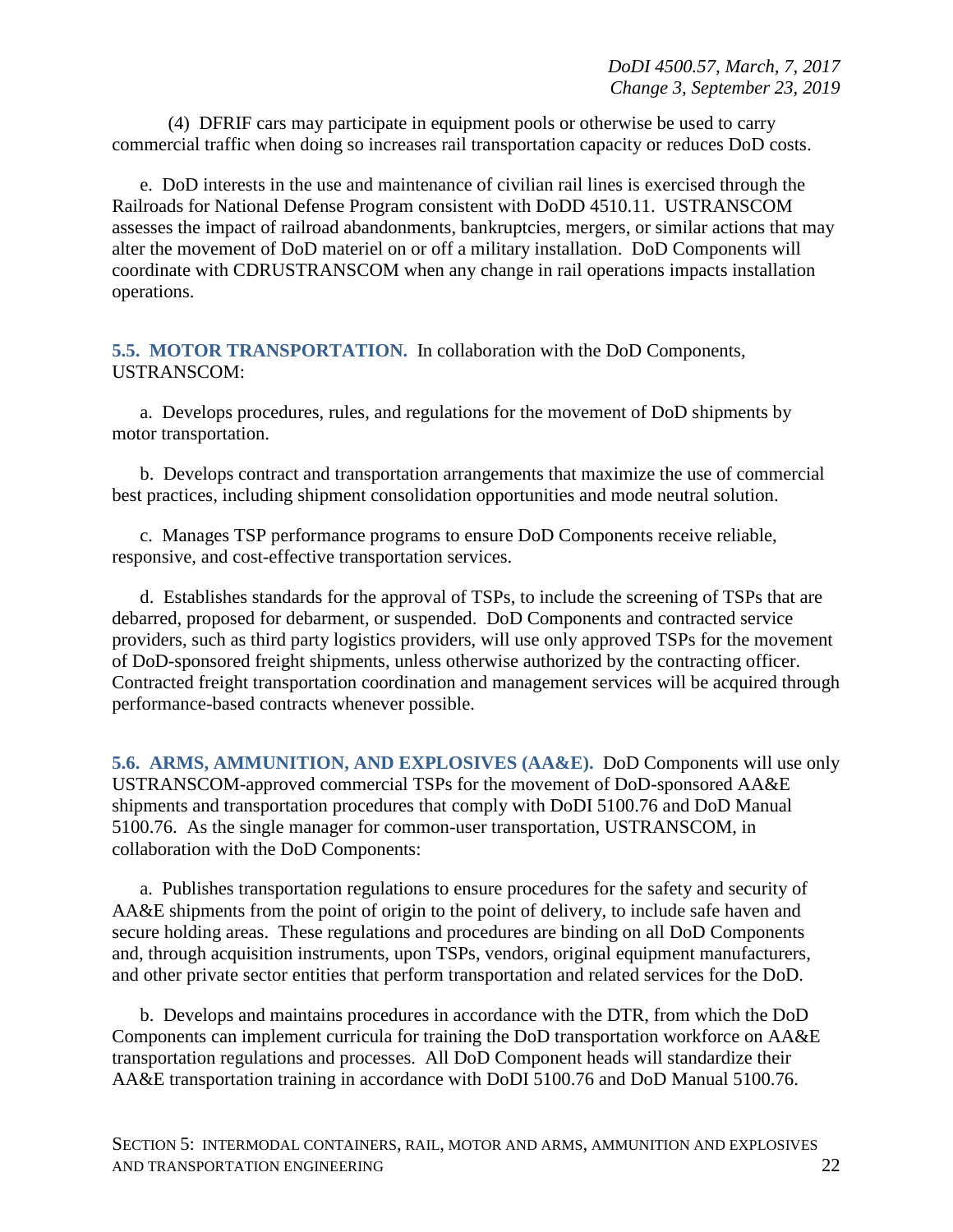(4) DFRIF cars may participate in equipment pools or otherwise be used to carry commercial traffic when doing so increases rail transportation capacity or reduces DoD costs.

e. DoD interests in the use and maintenance of civilian rail lines is exercised through the Railroads for National Defense Program consistent with DoDD 4510.11. USTRANSCOM assesses the impact of railroad abandonments, bankruptcies, mergers, or similar actions that may alter the movement of DoD materiel on or off a military installation. DoD Components will coordinate with CDRUSTRANSCOM when any change in rail operations impacts installation operations.

## 5.5. MOTOR TRANSPORTATION.

In collaboration with the DoD Components, USTRANSCOM:

a. Develops procedures, rules, and regulations for the movement of DoD shipments by motor transportation.

b. Develops contract and transportation arrangements that maximize the use of commercial best practices, including shipment consolidation opportunities and mode neutral solution.

c. Manages TSP performance programs to ensure DoD Components receive reliable, responsive, and cost-effective transportation services.

d. Establishes standards for the approval of TSPs, to include the screening of TSPs that are debarred, proposed for debarment, or suspended. DoD Components and contracted service providers, such as third party logistics providers, will use only approved TSPs for the movement of DoD-sponsored freight shipments, unless otherwise authorized by the contracting officer. Contracted freight transportation coordination and management services will be acquired through performance-based contracts whenever possible.

## 5.6. ARMS, AMMUNITION, AND EXPLOSIVES (AA&E).

DoD Components will use only USTRANSCOM-approved commercial TSPs for the movement of DoD-sponsored AA&E shipments and transportation procedures that comply with DoDI 5100.76 and DoD Manual 5100.76. As the single manager for common-user transportation, USTRANSCOM, in collaboration with the DoD Components:

a. Publishes transportation regulations to ensure procedures for the safety and security of AA&E shipments from the point of origin to the point of delivery, to include safe haven and secure holding areas. These regulations and procedures are binding on all DoD Components and, through acquisition instruments, upon TSPs, vendors, original equipment manufacturers, and other private sector entities that perform transportation and related services for the DoD.

b. Develops and maintains procedures in accordance with the DTR, from which the DoD Components can implement curricula for training the DoD transportation workforce on AA&E transportation regulations and processes. All DoD Component heads will standardize their AA&E transportation training in accordance with DoDI 5100.76 and DoD Manual 5100.76.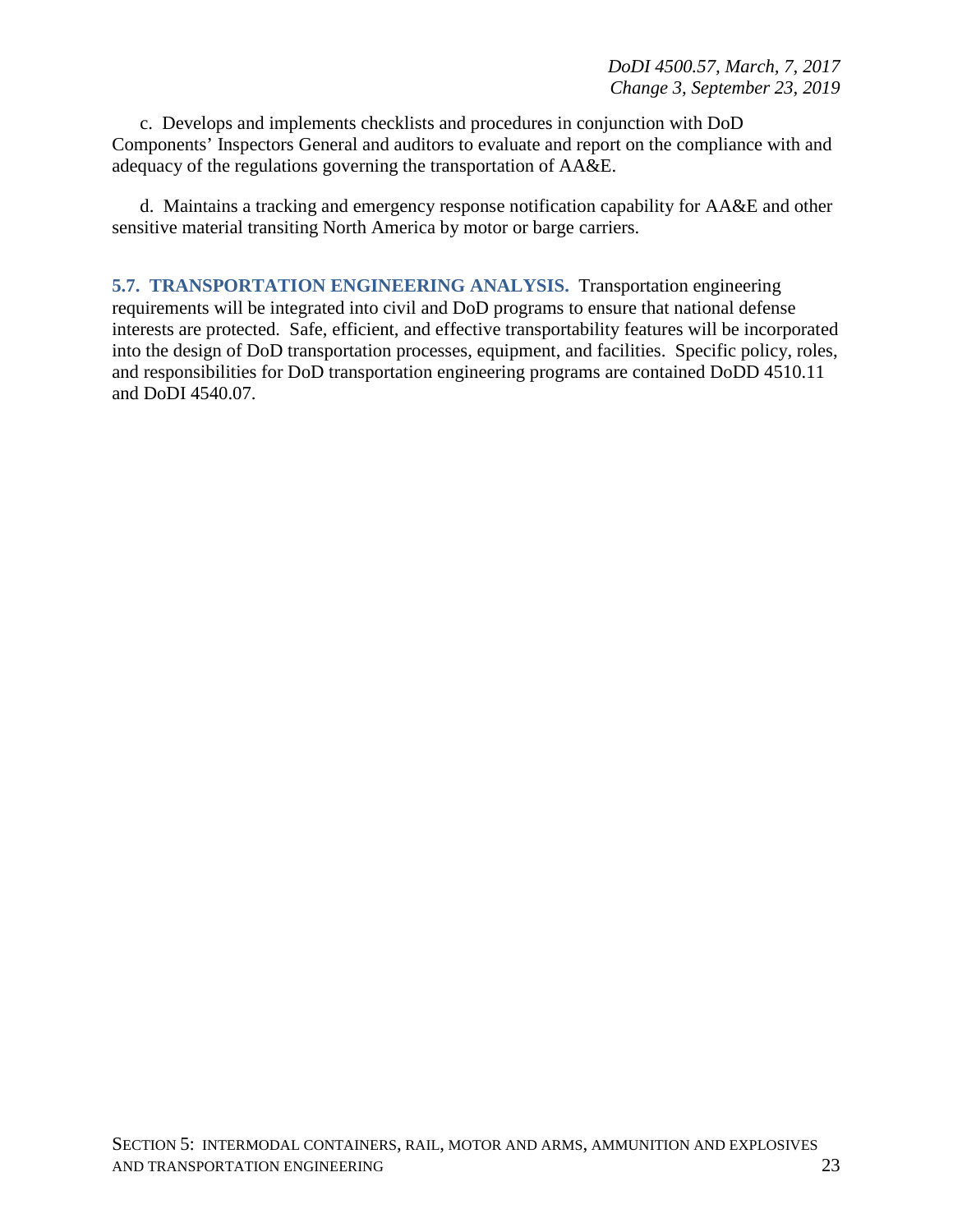c. Develops and implements checklists and procedures in conjunction with DoD Components' Inspectors General and auditors to evaluate and report on the compliance with and adequacy of the regulations governing the transportation of AA&E.

d. Maintains a tracking and emergency response notification capability for AA&E and other sensitive material transiting North America by motor or barge carriers.

**5.7. TRANSPORTATION ENGINEERING ANALYSIS.** Transportation engineering requirements will be integrated into civil and DoD programs to ensure that national defense interests are protected. Safe, efficient, and effective transportability features will be incorporated into the design of DoD transportation processes, equipment, and facilities. Specific policy, roles, and responsibilities for DoD transportation engineering programs are contained DoDD 4510.11 and DoDI 4540.07.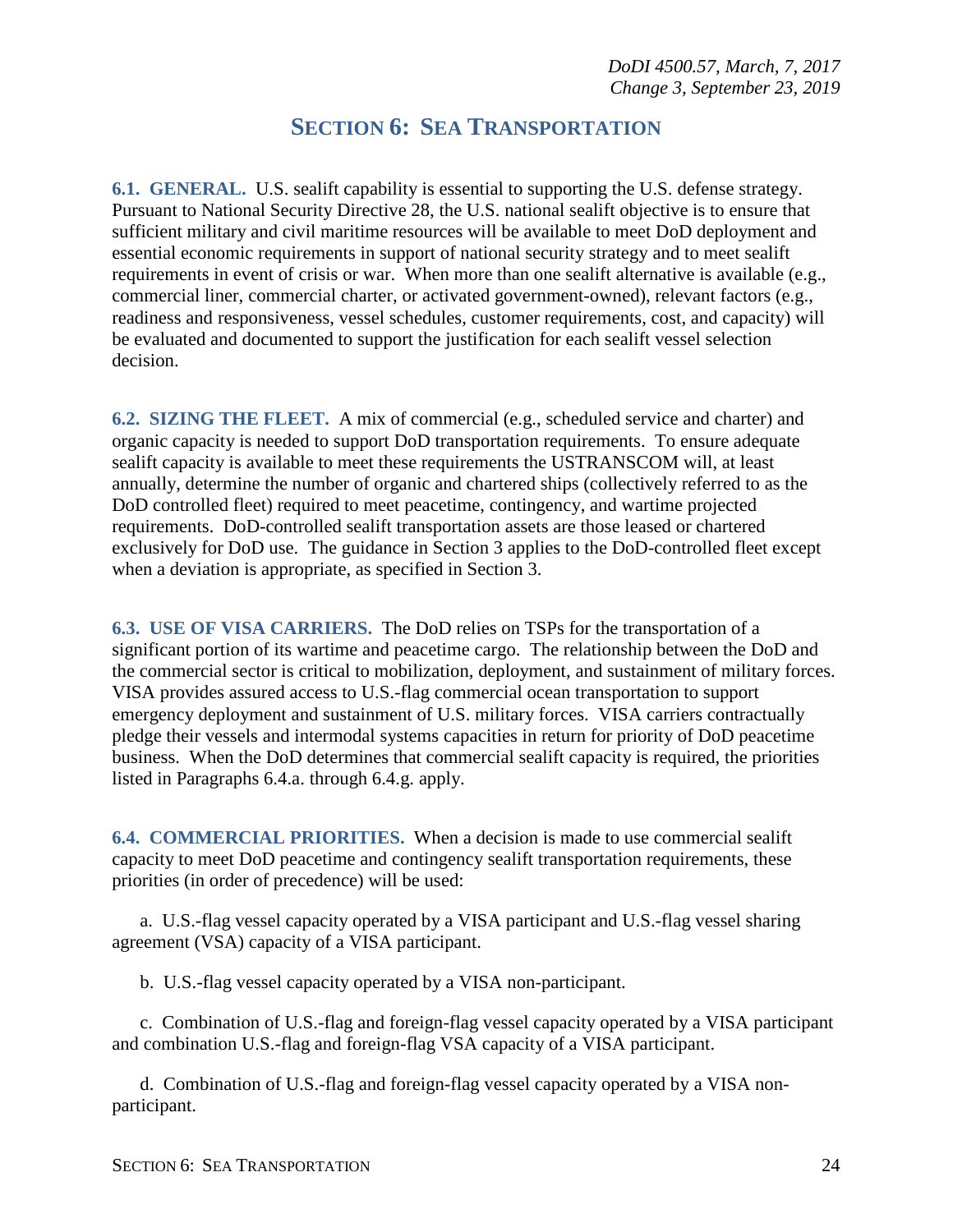## SECTION 6: SEA TRANSPORTATION

**6.1. GENERAL.** U.S. sealift capability is essential to supporting the U.S. defense strategy. Pursuant to National Security Directive 28, the U.S. national sealift objective is to ensure that sufficient military and civil maritime resources will be available to meet DoD deployment and essential economic requirements in support of national security strategy and to meet sealift requirements in event of crisis or war. When more than one sealift alternative is available (e.g., commercial liner, commercial charter, or activated government-owned), relevant factors (e.g., readiness and responsiveness, vessel schedules, customer requirements, cost, and capacity) will be evaluated and documented to support the justification for each sealift vessel selection decision.

**6.2. SIZING THE FLEET.** A mix of commercial (e.g., scheduled service and charter) and organic capacity is needed to support DoD transportation requirements. To ensure adequate sealift capacity is available to meet these requirements the USTRANSCOM will, at least annually, determine the number of organic and chartered ships (collectively referred to as the DoD controlled fleet) required to meet peacetime, contingency, and wartime projected requirements. DoD-controlled sealift transportation assets are those leased or chartered exclusively for DoD use. The guidance in Section 3 applies to the DoD-controlled fleet except when a deviation is appropriate, as specified in Section 3.

**6.3. USE OF VISA CARRIERS.** The DoD relies on TSPs for the transportation of a significant portion of its wartime and peacetime cargo. The relationship between the DoD and the commercial sector is critical to mobilization, deployment, and sustainment of military forces. VISA provides assured access to U.S.-flag commercial ocean transportation to support emergency deployment and sustainment of U.S. military forces. VISA carriers contractually pledge their vessels and intermodal systems capacities in return for priority of DoD peacetime business. When the DoD determines that commercial sealift capacity is required, the priorities listed in Paragraphs 6.4.a. through 6.4.g. apply.

**6.4. COMMERCIAL PRIORITIES.** When a decision is made to use commercial sealift capacity to meet DoD peacetime and contingency sealift transportation requirements, these priorities (in order of precedence) will be used:

a. U.S.-flag vessel capacity operated by a VISA participant and U.S.-flag vessel sharing agreement (VSA) capacity of a VISA participant.

b. U.S.-flag vessel capacity operated by a VISA non-participant.

c. Combination of U.S.-flag and foreign-flag vessel capacity operated by a VISA participant and combination U.S.-flag and foreign-flag VSA capacity of a VISA participant.

d. Combination of U.S.-flag and foreign-flag vessel capacity operated by a VISA non-participant.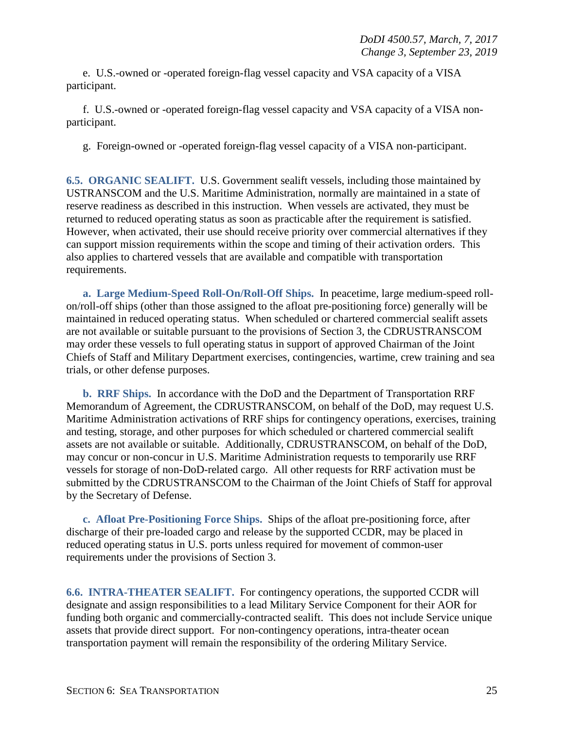e. U.S.-owned or -operated foreign-flag vessel capacity and VSA capacity of a VISA participant.

f. U.S.-owned or -operated foreign-flag vessel capacity and VSA capacity of a VISA non-participant.

g. Foreign-owned or -operated foreign-flag vessel capacity of a VISA non-participant.

**6.5. ORGANIC SEALIFT.** U.S. Government sealift vessels, including those maintained by USTRANSCOM and the U.S. Maritime Administration, normally are maintained in a state of reserve readiness as described in this instruction. When vessels are activated, they must be returned to reduced operating status as soon as practicable after the requirement is satisfied. However, when activated, their use should receive priority over commercial alternatives if they can support mission requirements within the scope and timing of their activation orders. This also applies to chartered vessels that are available and compatible with transportation requirements.

**a. Large Medium-Speed Roll-On/Roll-Off Ships.** In peacetime, large medium-speed roll-on/roll-off ships (other than those assigned to the afloat pre-positioning force) generally will be maintained in reduced operating status. When scheduled or chartered commercial sealift assets are not available or suitable pursuant to the provisions of Section 3, the CDRUSTRANSCOM may order these vessels to full operating status in support of approved Chairman of the Joint Chiefs of Staff and Military Department exercises, contingencies, wartime, crew training and sea trials, or other defense purposes.

**b. RRF Ships.** In accordance with the DoD and the Department of Transportation RRF Memorandum of Agreement, the CDRUSTRANSCOM, on behalf of the DoD, may request U.S. Maritime Administration activations of RRF ships for contingency operations, exercises, training and testing, storage, and other purposes for which scheduled or chartered commercial sealift assets are not available or suitable. Additionally, CDRUSTRANSCOM, on behalf of the DoD, may concur or non-concur in U.S. Maritime Administration requests to temporarily use RRF vessels for storage of non-DoD-related cargo. All other requests for RRF activation must be submitted by the CDRUSTRANSCOM to the Chairman of the Joint Chiefs of Staff for approval by the Secretary of Defense.

**c. Afloat Pre-Positioning Force Ships.** Ships of the afloat pre-positioning force, after discharge of their pre-loaded cargo and release by the supported CCDR, may be placed in reduced operating status in U.S. ports unless required for movement of common-user requirements under the provisions of Section 3.

**6.6. INTRA-THEATER SEALIFT.** For contingency operations, the supported CCDR will designate and assign responsibilities to a lead Military Service Component for their AOR for funding both organic and commercially-contracted sealift. This does not include Service unique assets that provide direct support. For non-contingency operations, intra-theater ocean transportation payment will remain the responsibility of the ordering Military Service.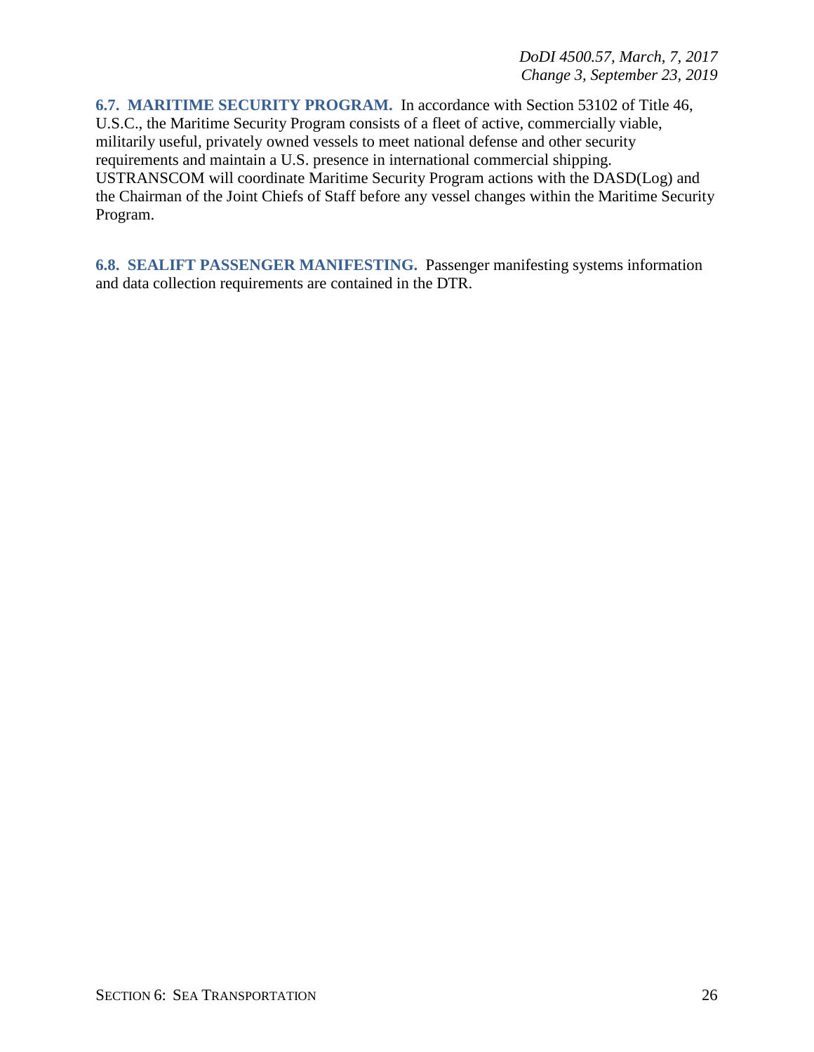**6.7. MARITIME SECURITY PROGRAM.** In accordance with Section 53102 of Title 46, U.S.C., the Maritime Security Program consists of a fleet of active, commercially viable, militarily useful, privately owned vessels to meet national defense and other security requirements and maintain a U.S. presence in international commercial shipping. USTRANSCOM will coordinate Maritime Security Program actions with the DASD(Log) and the Chairman of the Joint Chiefs of Staff before any vessel changes within the Maritime Security Program.

**6.8. SEALIFT PASSENGER MANIFESTING.** Passenger manifesting systems information and data collection requirements are contained in the DTR.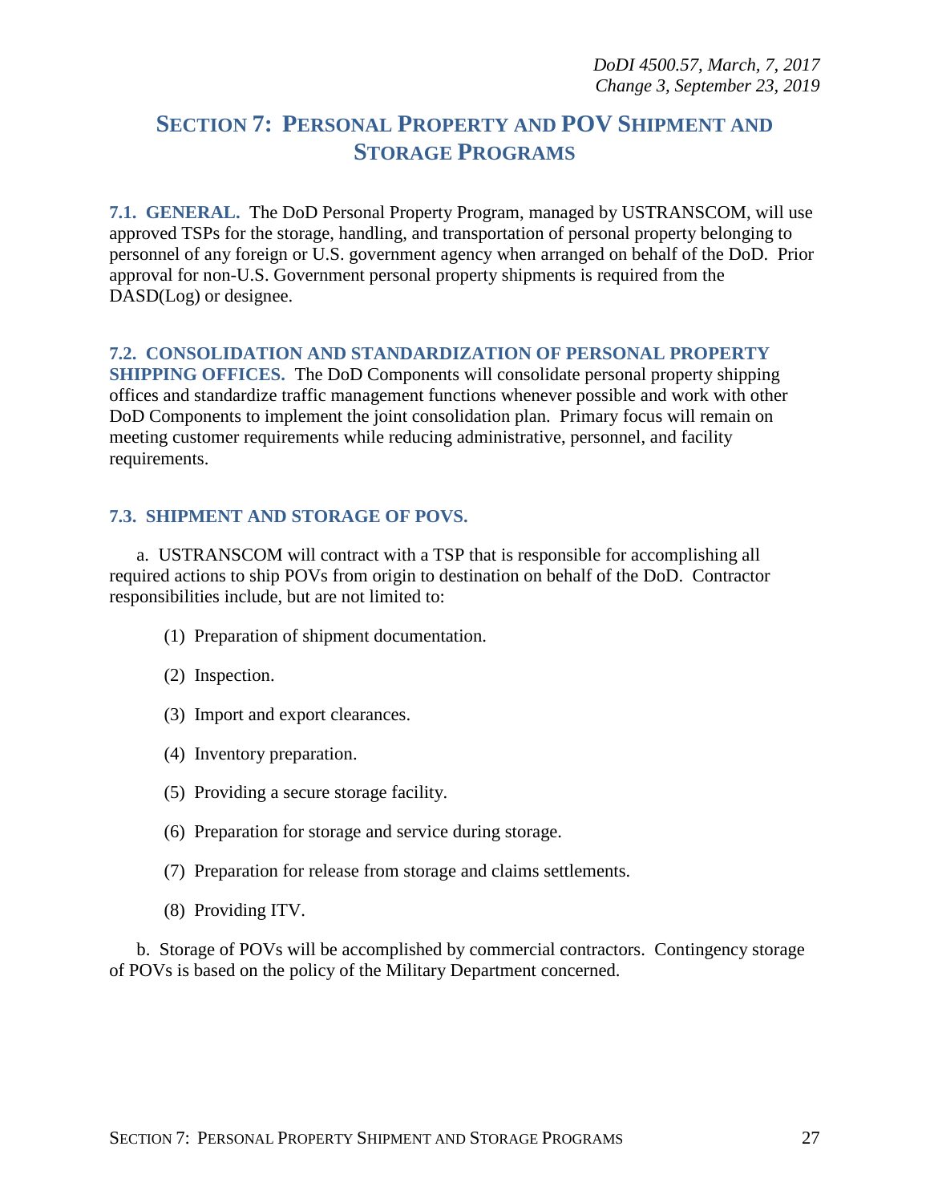# SECTION 7: PERSONAL PROPERTY AND POV SHIPMENT AND STORAGE PROGRAMS

**7.1. GENERAL.** The DoD Personal Property Program, managed by USTRANSCOM, will use approved TSPs for the storage, handling, and transportation of personal property belonging to personnel of any foreign or U.S. government agency when arranged on behalf of the DoD. Prior approval for non-U.S. Government personal property shipments is required from the DASD(Log) or designee.

**7.2. CONSOLIDATION AND STANDARDIZATION OF PERSONAL PROPERTY SHIPPING OFFICES.** The DoD Components will consolidate personal property shipping offices and standardize traffic management functions whenever possible and work with other DoD Components to implement the joint consolidation plan. Primary focus will remain on meeting customer requirements while reducing administrative, personnel, and facility requirements.

**7.3. SHIPMENT AND STORAGE OF POVS.**

a. USTRANSCOM will contract with a TSP that is responsible for accomplishing all required actions to ship POVs from origin to destination on behalf of the DoD. Contractor responsibilities include, but are not limited to:

(1) Preparation of shipment documentation.

(2) Inspection.

(3) Import and export clearances.

(4) Inventory preparation.

(5) Providing a secure storage facility.

(6) Preparation for storage and service during storage.

(7) Preparation for release from storage and claims settlements.

(8) Providing ITV.

b. Storage of POVs will be accomplished by commercial contractors. Contingency storage of POVs is based on the policy of the Military Department concerned.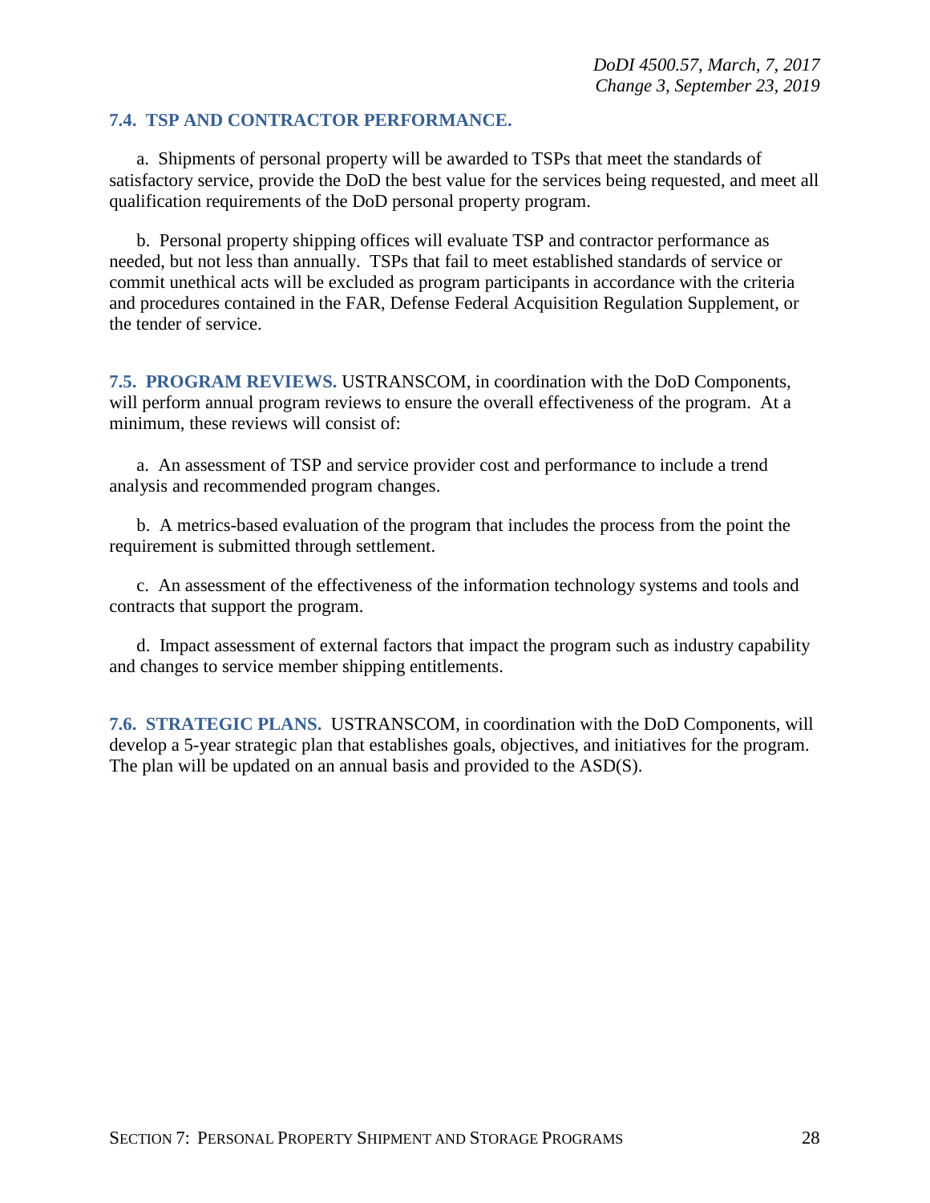### 7.4. TSP AND CONTRACTOR PERFORMANCE.

a. Shipments of personal property will be awarded to TSPs that meet the standards of satisfactory service, provide the DoD the best value for the services being requested, and meet all qualification requirements of the DoD personal property program.

b. Personal property shipping offices will evaluate TSP and contractor performance as needed, but not less than annually. TSPs that fail to meet established standards of service or commit unethical acts will be excluded as program participants in accordance with the criteria and procedures contained in the FAR, Defense Federal Acquisition Regulation Supplement, or the tender of service.

**7.5. PROGRAM REVIEWS.** USTRANSCOM, in coordination with the DoD Components, will perform annual program reviews to ensure the overall effectiveness of the program. At a minimum, these reviews will consist of:

a. An assessment of TSP and service provider cost and performance to include a trend analysis and recommended program changes.

b. A metrics-based evaluation of the program that includes the process from the point the requirement is submitted through settlement.

c. An assessment of the effectiveness of the information technology systems and tools and contracts that support the program.

d. Impact assessment of external factors that impact the program such as industry capability and changes to service member shipping entitlements.

**7.6. STRATEGIC PLANS.** USTRANSCOM, in coordination with the DoD Components, will develop a 5-year strategic plan that establishes goals, objectives, and initiatives for the program. The plan will be updated on an annual basis and provided to the ASD(S).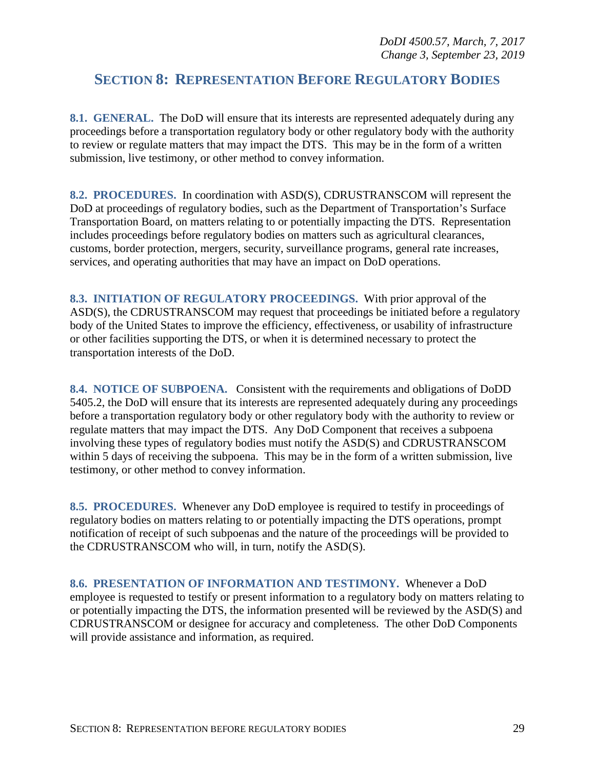## SECTION 8: REPRESENTATION BEFORE REGULATORY BODIES

**8.1. GENERAL.** The DoD will ensure that its interests are represented adequately during any proceedings before a transportation regulatory body or other regulatory body with the authority to review or regulate matters that may impact the DTS. This may be in the form of a written submission, live testimony, or other method to convey information.

**8.2. PROCEDURES.** In coordination with ASD(S), CDRUSTRANSCOM will represent the DoD at proceedings of regulatory bodies, such as the Department of Transportation's Surface Transportation Board, on matters relating to or potentially impacting the DTS. Representation includes proceedings before regulatory bodies on matters such as agricultural clearances, customs, border protection, mergers, security, surveillance programs, general rate increases, services, and operating authorities that may have an impact on DoD operations.

**8.3. INITIATION OF REGULATORY PROCEEDINGS.** With prior approval of the ASD(S), the CDRUSTRANSCOM may request that proceedings be initiated before a regulatory body of the United States to improve the efficiency, effectiveness, or usability of infrastructure or other facilities supporting the DTS, or when it is determined necessary to protect the transportation interests of the DoD.

**8.4. NOTICE OF SUBPOENA.** Consistent with the requirements and obligations of DoDD 5405.2, the DoD will ensure that its interests are represented adequately during any proceedings before a transportation regulatory body or other regulatory body with the authority to review or regulate matters that may impact the DTS. Any DoD Component that receives a subpoena involving these types of regulatory bodies must notify the ASD(S) and CDRUSTRANSCOM within 5 days of receiving the subpoena. This may be in the form of a written submission, live testimony, or other method to convey information.

**8.5. PROCEDURES.** Whenever any DoD employee is required to testify in proceedings of regulatory bodies on matters relating to or potentially impacting the DTS operations, prompt notification of receipt of such subpoenas and the nature of the proceedings will be provided to the CDRUSTRANSCOM who will, in turn, notify the ASD(S).

**8.6. PRESENTATION OF INFORMATION AND TESTIMONY.** Whenever a DoD employee is requested to testify or present information to a regulatory body on matters relating to or potentially impacting the DTS, the information presented will be reviewed by the ASD(S) and CDRUSTRANSCOM or designee for accuracy and completeness. The other DoD Components will provide assistance and information, as required.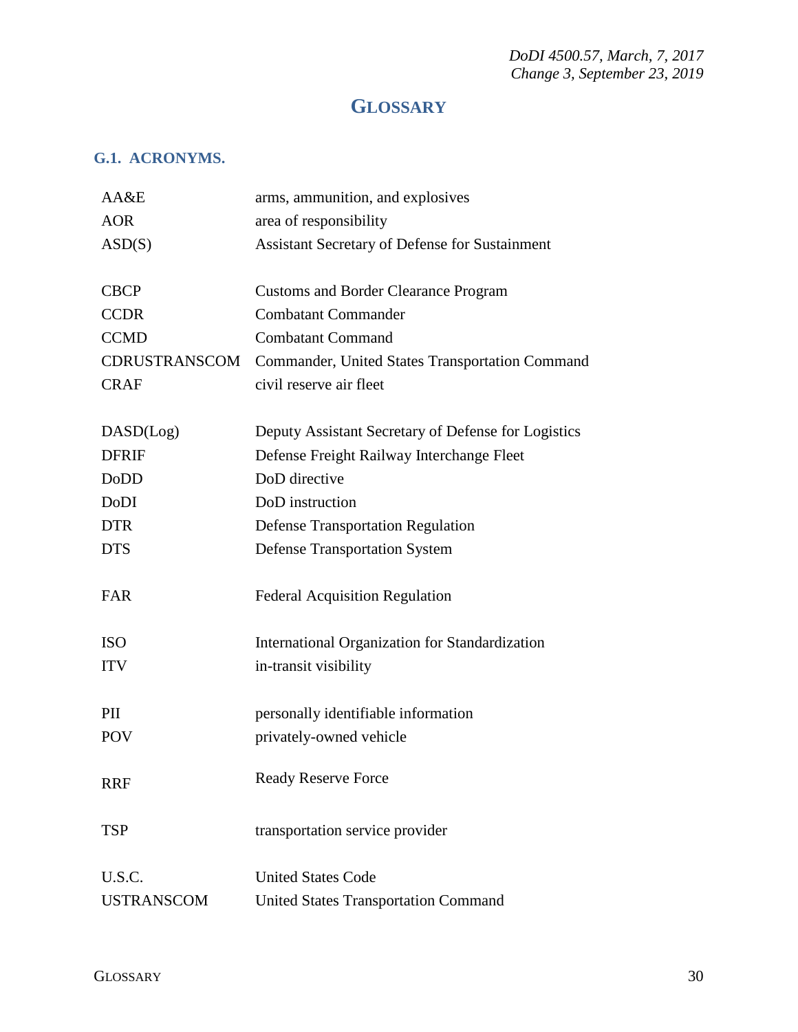# GLOSSARY

## G.1. ACRONYMS.

| | |
|---|---|
| AA&E | arms, ammunition, and explosives |
| AOR | area of responsibility |
| ASD(S) | Assistant Secretary of Defense for Sustainment |
| CBCP | Customs and Border Clearance Program |
| CCDR | Combatant Commander |
| CCMD | Combatant Command |
| CDRUSTRANSCOM | Commander, United States Transportation Command |
| CRAF | civil reserve air fleet |
| DASD(Log) | Deputy Assistant Secretary of Defense for Logistics |
| DFRIF | Defense Freight Railway Interchange Fleet |
| DoDD | DoD directive |
| DoDI | DoD instruction |
| DTR | Defense Transportation Regulation |
| DTS | Defense Transportation System |
| FAR | Federal Acquisition Regulation |
| ISO | International Organization for Standardization |
| ITV | in-transit visibility |
| PII | personally identifiable information |
| POV | privately-owned vehicle |
| RRF | Ready Reserve Force |
| TSP | transportation service provider |
| U.S.C. | United States Code |
| USTRANSCOM | United States Transportation Command |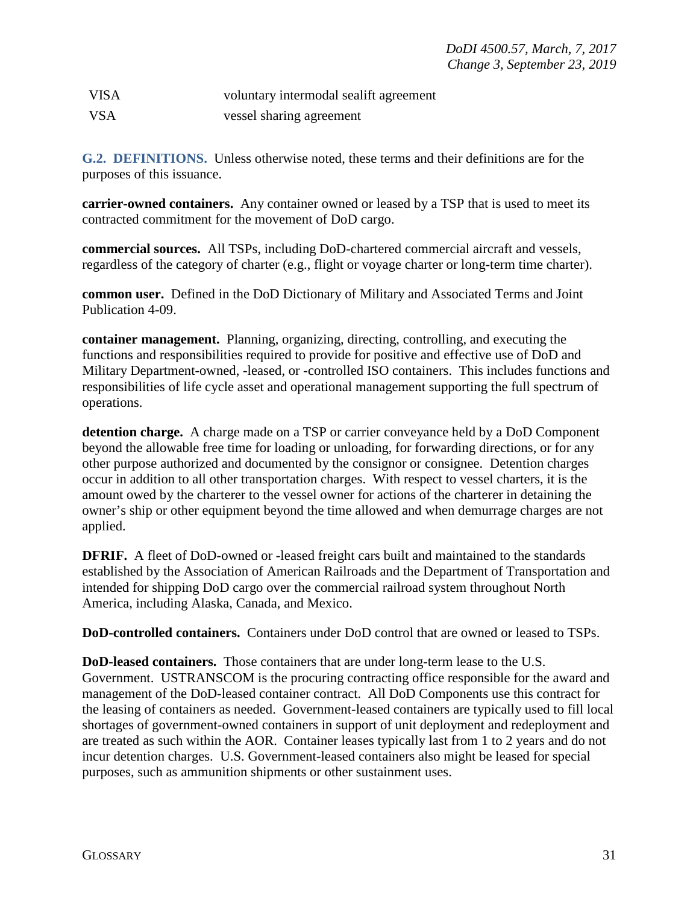| | |
|---|---|
| VISA | voluntary intermodal sealift agreement |
| VSA | vessel sharing agreement |

**G.2. DEFINITIONS.** Unless otherwise noted, these terms and their definitions are for the purposes of this issuance.

**carrier-owned containers.** Any container owned or leased by a TSP that is used to meet its contracted commitment for the movement of DoD cargo.

**commercial sources.** All TSPs, including DoD-chartered commercial aircraft and vessels, regardless of the category of charter (e.g., flight or voyage charter or long-term time charter).

**common user.** Defined in the DoD Dictionary of Military and Associated Terms and Joint Publication 4-09.

**container management.** Planning, organizing, directing, controlling, and executing the functions and responsibilities required to provide for positive and effective use of DoD and Military Department-owned, -leased, or -controlled ISO containers. This includes functions and responsibilities of life cycle asset and operational management supporting the full spectrum of operations.

**detention charge.** A charge made on a TSP or carrier conveyance held by a DoD Component beyond the allowable free time for loading or unloading, for forwarding directions, or for any other purpose authorized and documented by the consignor or consignee. Detention charges occur in addition to all other transportation charges. With respect to vessel charters, it is the amount owed by the charterer to the vessel owner for actions of the charterer in detaining the owner's ship or other equipment beyond the time allowed and when demurrage charges are not applied.

**DFRIF.** A fleet of DoD-owned or -leased freight cars built and maintained to the standards established by the Association of American Railroads and the Department of Transportation and intended for shipping DoD cargo over the commercial railroad system throughout North America, including Alaska, Canada, and Mexico.

**DoD-controlled containers.** Containers under DoD control that are owned or leased to TSPs.

**DoD-leased containers.** Those containers that are under long-term lease to the U.S. Government. USTRANSCOM is the procuring contracting office responsible for the award and management of the DoD-leased container contract. All DoD Components use this contract for the leasing of containers as needed. Government-leased containers are typically used to fill local shortages of government-owned containers in support of unit deployment and redeployment and are treated as such within the AOR. Container leases typically last from 1 to 2 years and do not incur detention charges. U.S. Government-leased containers also might be leased for special purposes, such as ammunition shipments or other sustainment uses.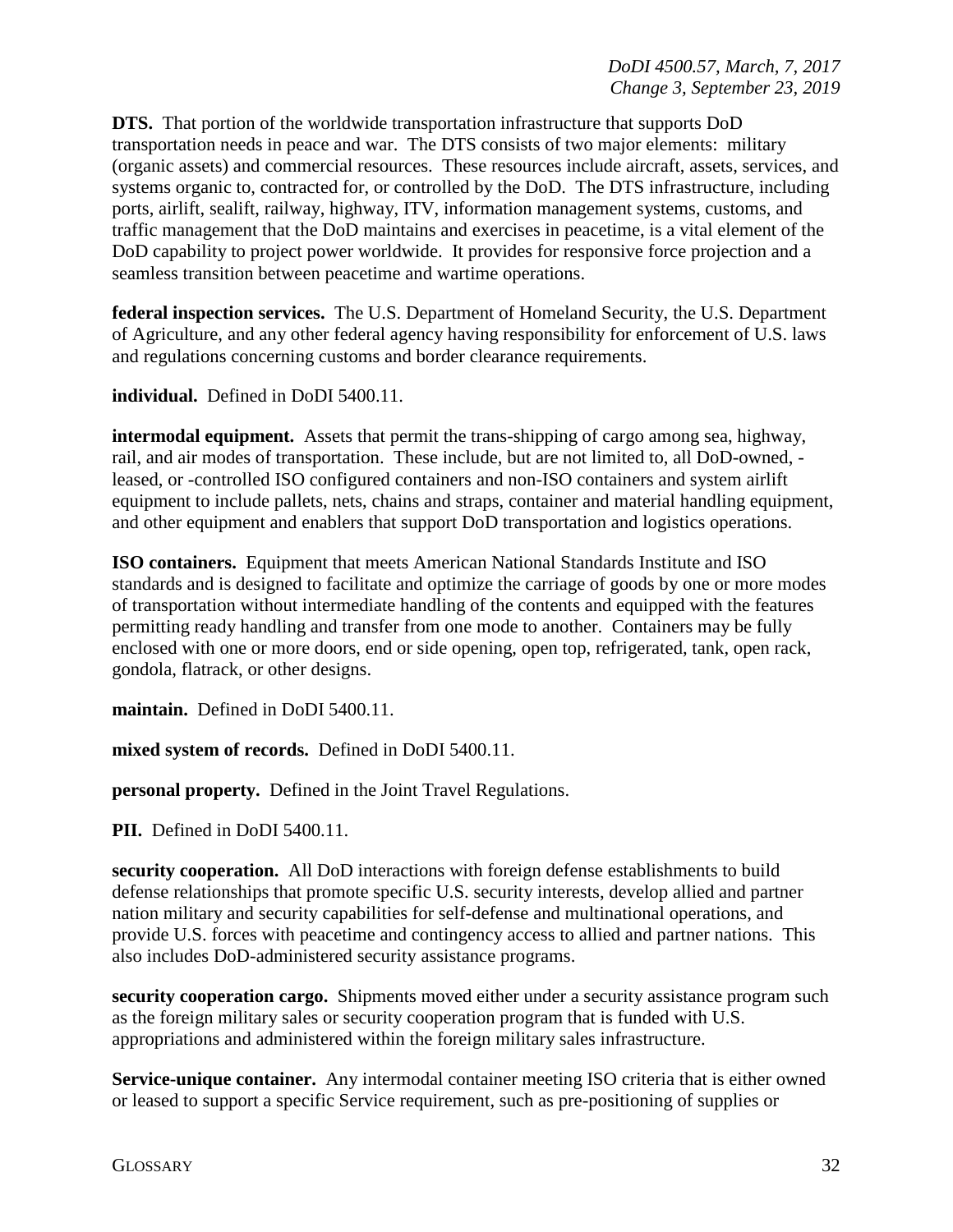**DTS.** That portion of the worldwide transportation infrastructure that supports DoD transportation needs in peace and war. The DTS consists of two major elements: military (organic assets) and commercial resources. These resources include aircraft, assets, services, and systems organic to, contracted for, or controlled by the DoD. The DTS infrastructure, including ports, airlift, sealift, railway, highway, ITV, information management systems, customs, and traffic management that the DoD maintains and exercises in peacetime, is a vital element of the DoD capability to project power worldwide. It provides for responsive force projection and a seamless transition between peacetime and wartime operations.

**federal inspection services.** The U.S. Department of Homeland Security, the U.S. Department of Agriculture, and any other federal agency having responsibility for enforcement of U.S. laws and regulations concerning customs and border clearance requirements.

**individual.** Defined in DoDI 5400.11.

**intermodal equipment.** Assets that permit the trans-shipping of cargo among sea, highway, rail, and air modes of transportation. These include, but are not limited to, all DoD-owned, -leased, or -controlled ISO configured containers and non-ISO containers and system airlift equipment to include pallets, nets, chains and straps, container and material handling equipment, and other equipment and enablers that support DoD transportation and logistics operations.

**ISO containers.** Equipment that meets American National Standards Institute and ISO standards and is designed to facilitate and optimize the carriage of goods by one or more modes of transportation without intermediate handling of the contents and equipped with the features permitting ready handling and transfer from one mode to another. Containers may be fully enclosed with one or more doors, end or side opening, open top, refrigerated, tank, open rack, gondola, flatrack, or other designs.

**maintain.** Defined in DoDI 5400.11.

**mixed system of records.** Defined in DoDI 5400.11.

**personal property.** Defined in the Joint Travel Regulations.

**PII.** Defined in DoDI 5400.11.

**security cooperation.** All DoD interactions with foreign defense establishments to build defense relationships that promote specific U.S. security interests, develop allied and partner nation military and security capabilities for self-defense and multinational operations, and provide U.S. forces with peacetime and contingency access to allied and partner nations. This also includes DoD-administered security assistance programs.

**security cooperation cargo.** Shipments moved either under a security assistance program such as the foreign military sales or security cooperation program that is funded with U.S. appropriations and administered within the foreign military sales infrastructure.

**Service-unique container.** Any intermodal container meeting ISO criteria that is either owned or leased to support a specific Service requirement, such as pre-positioning of supplies or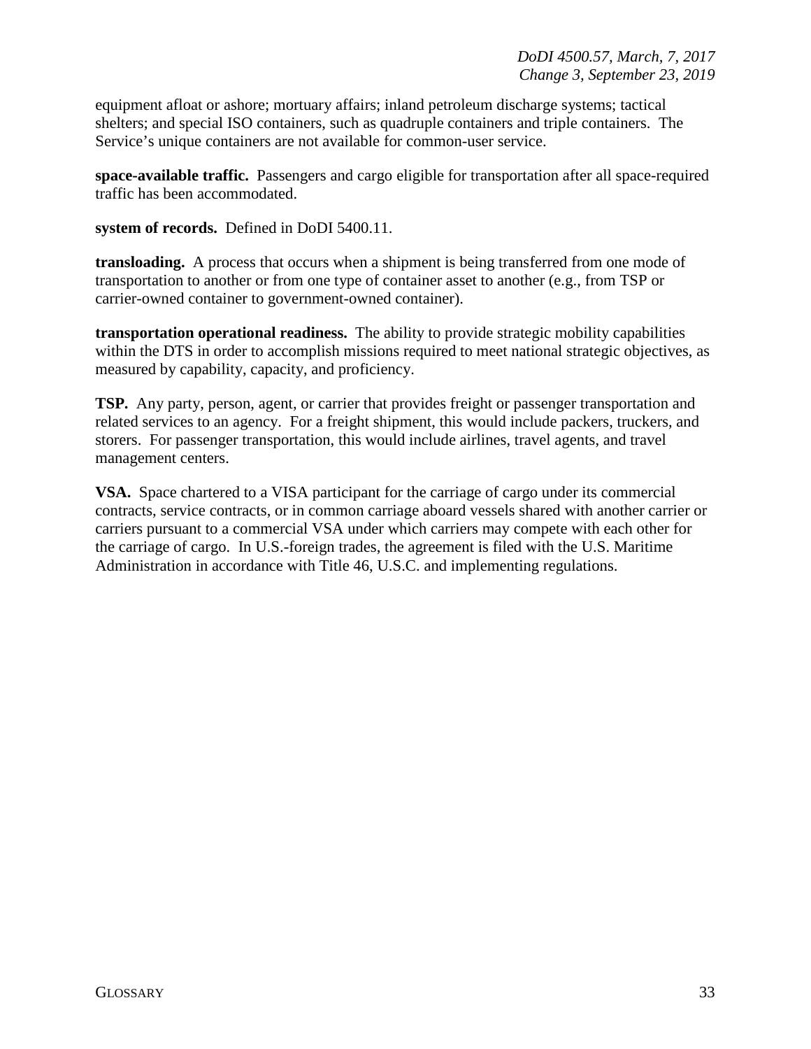equipment afloat or ashore; mortuary affairs; inland petroleum discharge systems; tactical shelters; and special ISO containers, such as quadruple containers and triple containers. The Service's unique containers are not available for common-user service.

**space-available traffic.** Passengers and cargo eligible for transportation after all space-required traffic has been accommodated.

**system of records.** Defined in DoDI 5400.11.

**transloading.** A process that occurs when a shipment is being transferred from one mode of transportation to another or from one type of container asset to another (e.g., from TSP or carrier-owned container to government-owned container).

**transportation operational readiness.** The ability to provide strategic mobility capabilities within the DTS in order to accomplish missions required to meet national strategic objectives, as measured by capability, capacity, and proficiency.

**TSP.** Any party, person, agent, or carrier that provides freight or passenger transportation and related services to an agency. For a freight shipment, this would include packers, truckers, and storers. For passenger transportation, this would include airlines, travel agents, and travel management centers.

**VSA.** Space chartered to a VISA participant for the carriage of cargo under its commercial contracts, service contracts, or in common carriage aboard vessels shared with another carrier or carriers pursuant to a commercial VSA under which carriers may compete with each other for the carriage of cargo. In U.S.-foreign trades, the agreement is filed with the U.S. Maritime Administration in accordance with Title 46, U.S.C. and implementing regulations.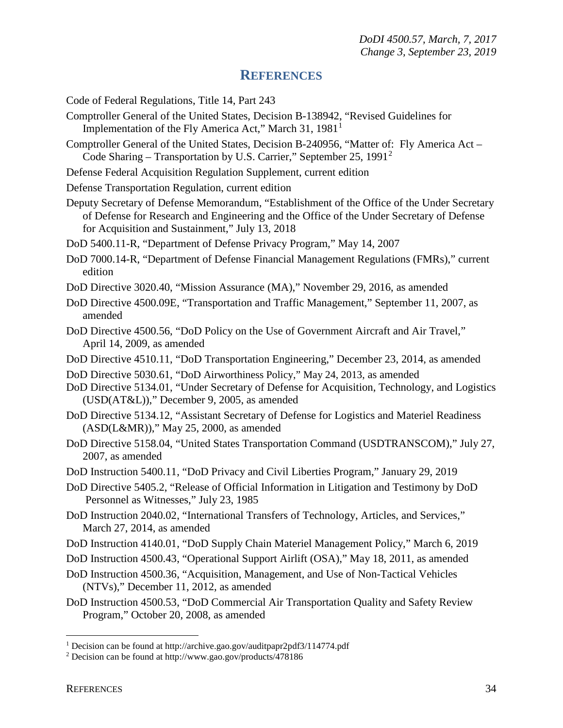# REFERENCES

Code of Federal Regulations, Title 14, Part 243

Comptroller General of the United States, Decision B-138942, "Revised Guidelines for Implementation of the Fly America Act," March 31, 1981[1]

Comptroller General of the United States, Decision B-240956, "Matter of: Fly America Act – Code Sharing – Transportation by U.S. Carrier," September 25, 1991[2]

Defense Federal Acquisition Regulation Supplement, current edition

Defense Transportation Regulation, current edition

Deputy Secretary of Defense Memorandum, "Establishment of the Office of the Under Secretary of Defense for Research and Engineering and the Office of the Under Secretary of Defense for Acquisition and Sustainment," July 13, 2018

DoD 5400.11-R, "Department of Defense Privacy Program," May 14, 2007

DoD 7000.14-R, "Department of Defense Financial Management Regulations (FMRs)," current edition

DoD Directive 3020.40, "Mission Assurance (MA)," November 29, 2016, as amended

DoD Directive 4500.09E, "Transportation and Traffic Management," September 11, 2007, as amended

DoD Directive 4500.56, "DoD Policy on the Use of Government Aircraft and Air Travel," April 14, 2009, as amended

DoD Directive 4510.11, "DoD Transportation Engineering," December 23, 2014, as amended

DoD Directive 5030.61, "DoD Airworthiness Policy," May 24, 2013, as amended

DoD Directive 5134.01, "Under Secretary of Defense for Acquisition, Technology, and Logistics (USD(AT&L))," December 9, 2005, as amended

DoD Directive 5134.12, "Assistant Secretary of Defense for Logistics and Materiel Readiness (ASD(L&MR))," May 25, 2000, as amended

DoD Directive 5158.04, "United States Transportation Command (USDTRANSCOM)," July 27, 2007, as amended

DoD Instruction 5400.11, "DoD Privacy and Civil Liberties Program," January 29, 2019

DoD Directive 5405.2, "Release of Official Information in Litigation and Testimony by DoD Personnel as Witnesses," July 23, 1985

DoD Instruction 2040.02, "International Transfers of Technology, Articles, and Services," March 27, 2014, as amended

DoD Instruction 4140.01, "DoD Supply Chain Materiel Management Policy," March 6, 2019

DoD Instruction 4500.43, "Operational Support Airlift (OSA)," May 18, 2011, as amended

DoD Instruction 4500.36, "Acquisition, Management, and Use of Non-Tactical Vehicles (NTVs)," December 11, 2012, as amended

DoD Instruction 4500.53, "DoD Commercial Air Transportation Quality and Safety Review Program," October 20, 2008, as amended

---

[1] Decision can be found at http://archive.gao.gov/auditpapr2pdf3/114774.pdf

[2] Decision can be found at http://www.gao.gov/products/478186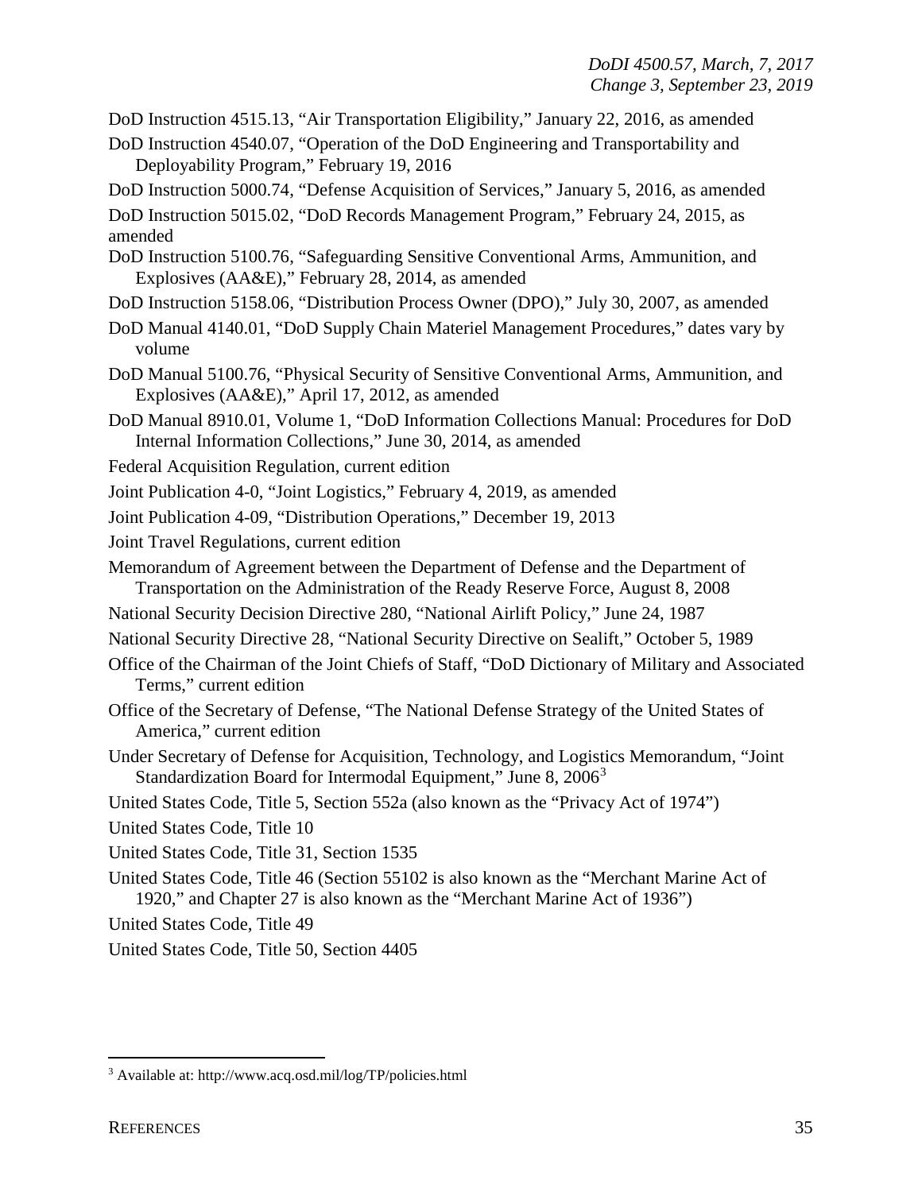DoD Instruction 4515.13, "Air Transportation Eligibility," January 22, 2016, as amended

DoD Instruction 4540.07, "Operation of the DoD Engineering and Transportability and Deployability Program," February 19, 2016

DoD Instruction 5000.74, "Defense Acquisition of Services," January 5, 2016, as amended

DoD Instruction 5015.02, "DoD Records Management Program," February 24, 2015, as amended

DoD Instruction 5100.76, "Safeguarding Sensitive Conventional Arms, Ammunition, and Explosives (AA&E)," February 28, 2014, as amended

DoD Instruction 5158.06, "Distribution Process Owner (DPO)," July 30, 2007, as amended

DoD Manual 4140.01, "DoD Supply Chain Materiel Management Procedures," dates vary by volume

DoD Manual 5100.76, "Physical Security of Sensitive Conventional Arms, Ammunition, and Explosives (AA&E)," April 17, 2012, as amended

DoD Manual 8910.01, Volume 1, "DoD Information Collections Manual: Procedures for DoD Internal Information Collections," June 30, 2014, as amended

Federal Acquisition Regulation, current edition

Joint Publication 4-0, "Joint Logistics," February 4, 2019, as amended

Joint Publication 4-09, "Distribution Operations," December 19, 2013

Joint Travel Regulations, current edition

Memorandum of Agreement between the Department of Defense and the Department of Transportation on the Administration of the Ready Reserve Force, August 8, 2008

National Security Decision Directive 280, "National Airlift Policy," June 24, 1987

National Security Directive 28, "National Security Directive on Sealift," October 5, 1989

Office of the Chairman of the Joint Chiefs of Staff, "DoD Dictionary of Military and Associated Terms," current edition

Office of the Secretary of Defense, "The National Defense Strategy of the United States of America," current edition

Under Secretary of Defense for Acquisition, Technology, and Logistics Memorandum, "Joint Standardization Board for Intermodal Equipment," June 8, 2006[3]

United States Code, Title 5, Section 552a (also known as the "Privacy Act of 1974")

United States Code, Title 10

United States Code, Title 31, Section 1535

United States Code, Title 46 (Section 55102 is also known as the "Merchant Marine Act of 1920," and Chapter 27 is also known as the "Merchant Marine Act of 1936")

United States Code, Title 49

United States Code, Title 50, Section 4405

---

[3] Available at: http://www.acq.osd.mil/log/TP/policies.html